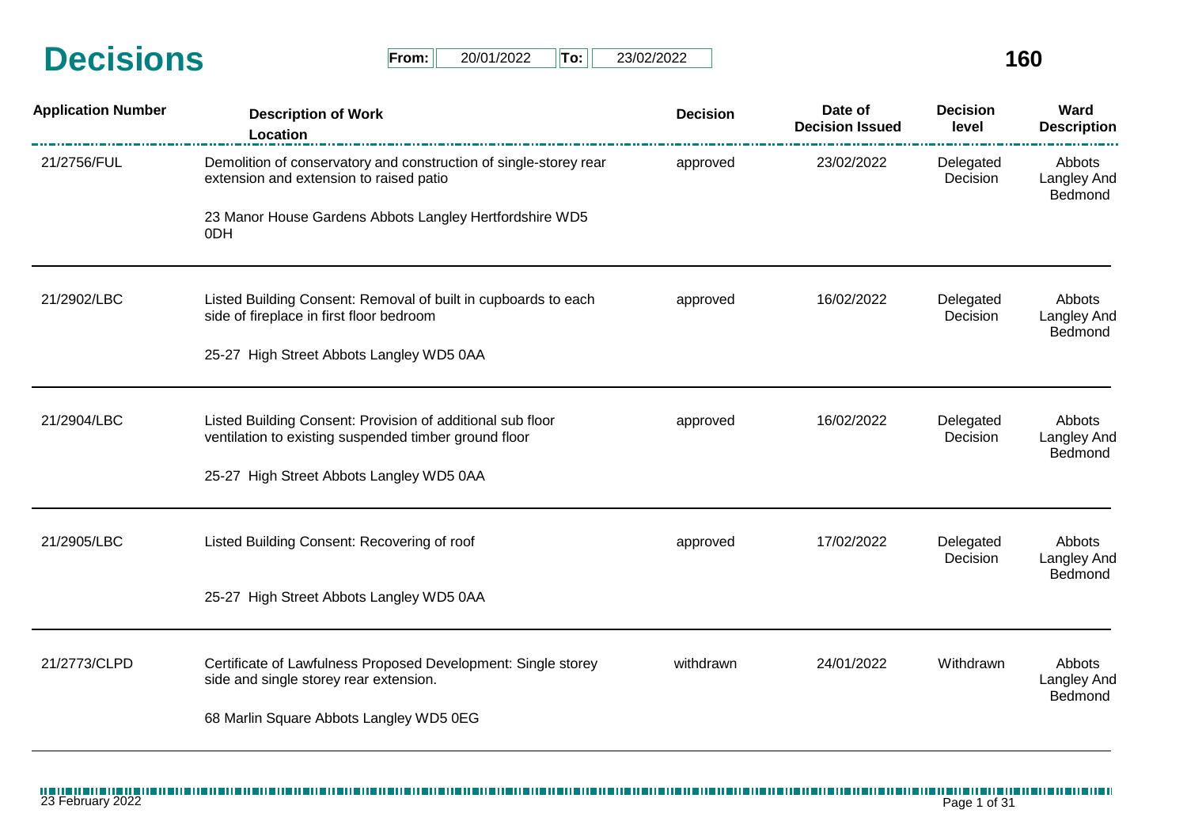# Decisions

**From:** 20/01/2022 **To:** 23/02/2022

**160**

| Application Number | Description of Work / Location | Decision | Date of Decision Issued | Decision level | Ward Description |
|---|---|---|---|---|---|
| 21/2756/FUL | Demolition of conservatory and construction of single-storey rear extension and extension to raised patio<br><br>23 Manor House Gardens Abbots Langley Hertfordshire WD5 0DH | approved | 23/02/2022 | Delegated Decision | Abbots Langley And Bedmond |
| 21/2902/LBC | Listed Building Consent: Removal of built in cupboards to each side of fireplace in first floor bedroom<br><br>25-27 High Street Abbots Langley WD5 0AA | approved | 16/02/2022 | Delegated Decision | Abbots Langley And Bedmond |
| 21/2904/LBC | Listed Building Consent: Provision of additional sub floor ventilation to existing suspended timber ground floor<br><br>25-27 High Street Abbots Langley WD5 0AA | approved | 16/02/2022 | Delegated Decision | Abbots Langley And Bedmond |
| 21/2905/LBC | Listed Building Consent: Recovering of roof<br><br>25-27 High Street Abbots Langley WD5 0AA | approved | 17/02/2022 | Delegated Decision | Abbots Langley And Bedmond |
| 21/2773/CLPD | Certificate of Lawfulness Proposed Development: Single storey side and single storey rear extension.<br><br>68 Marlin Square Abbots Langley WD5 0EG | withdrawn | 24/01/2022 | Withdrawn | Abbots Langley And Bedmond |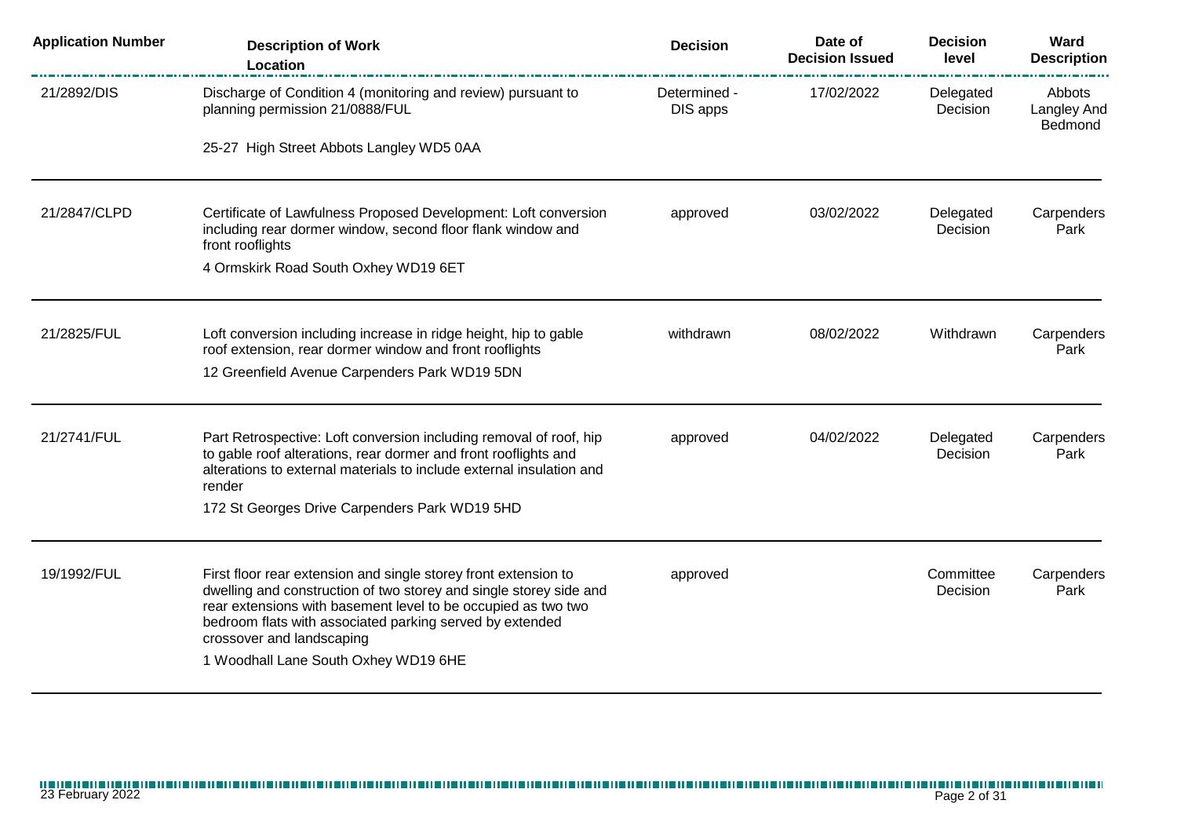| Application Number | Description of Work<br>Location | Decision | Date of Decision Issued | Decision level | Ward Description |
|---|---|---|---|---|---|
| 21/2892/DIS | Discharge of Condition 4 (monitoring and review) pursuant to planning permission 21/0888/FUL<br><br>25-27 High Street Abbots Langley WD5 0AA | Determined - DIS apps | 17/02/2022 | Delegated Decision | Abbots Langley And Bedmond |
| 21/2847/CLPD | Certificate of Lawfulness Proposed Development: Loft conversion including rear dormer window, second floor flank window and front rooflights<br><br>4 Ormskirk Road South Oxhey WD19 6ET | approved | 03/02/2022 | Delegated Decision | Carpenders Park |
| 21/2825/FUL | Loft conversion including increase in ridge height, hip to gable roof extension, rear dormer window and front rooflights<br><br>12 Greenfield Avenue Carpenders Park WD19 5DN | withdrawn | 08/02/2022 | Withdrawn | Carpenders Park |
| 21/2741/FUL | Part Retrospective: Loft conversion including removal of roof, hip to gable roof alterations, rear dormer and front rooflights and alterations to external materials to include external insulation and render<br><br>172 St Georges Drive Carpenders Park WD19 5HD | approved | 04/02/2022 | Delegated Decision | Carpenders Park |
| 19/1992/FUL | First floor rear extension and single storey front extension to dwelling and construction of two storey and single storey side and rear extensions with basement level to be occupied as two two bedroom flats with associated parking served by extended crossover and landscaping<br><br>1 Woodhall Lane South Oxhey WD19 6HE | approved | | Committee Decision | Carpenders Park |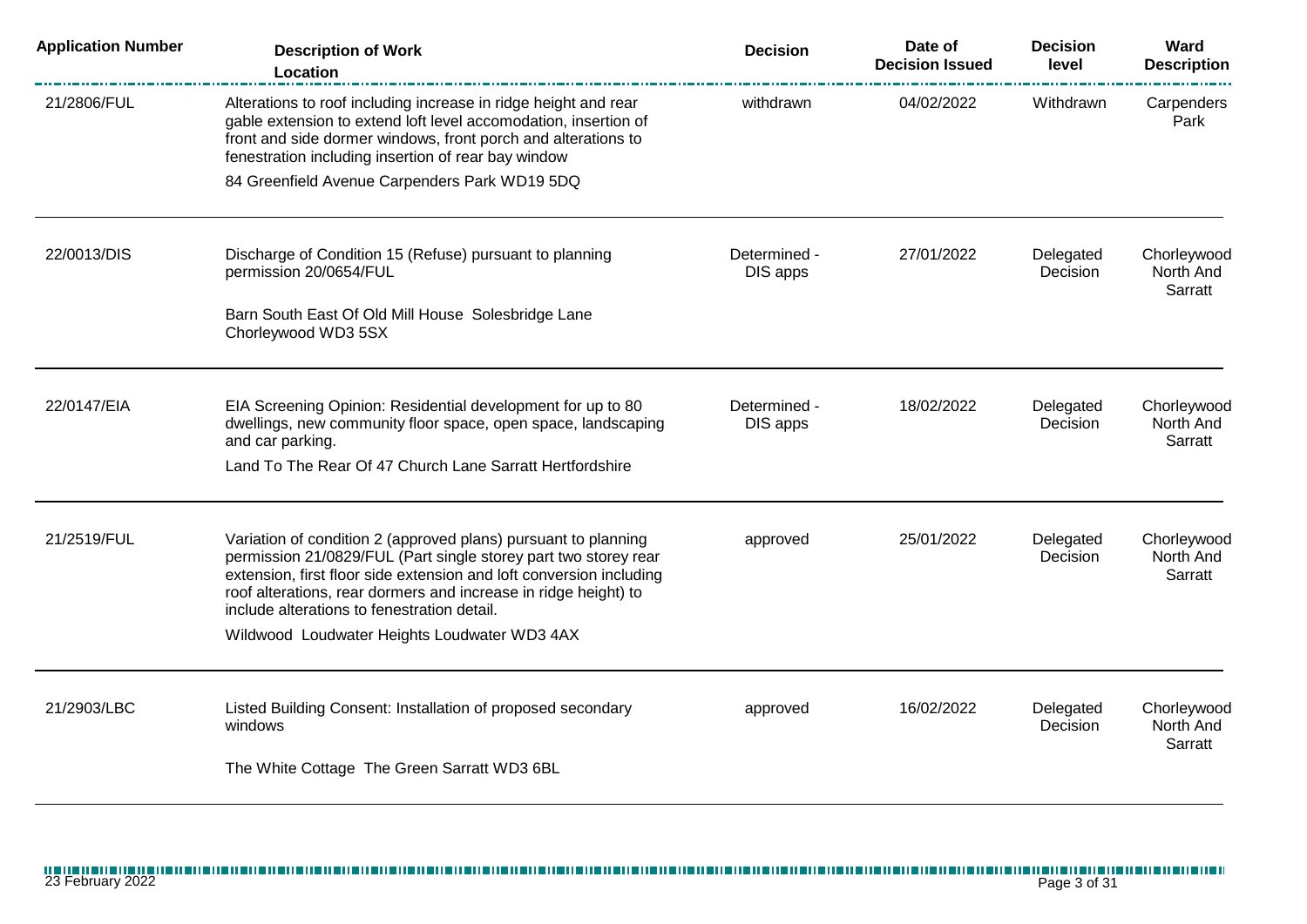| Application Number | Description of Work Location | Decision | Date of Decision Issued | Decision level | Ward Description |
|---|---|---|---|---|---|
| 21/2806/FUL | Alterations to roof including increase in ridge height and rear gable extension to extend loft level accomodation, insertion of front and side dormer windows, front porch and alterations to fenestration including insertion of rear bay window<br><br>84 Greenfield Avenue Carpenders Park WD19 5DQ | withdrawn | 04/02/2022 | Withdrawn | Carpenders Park |
| 22/0013/DIS | Discharge of Condition 15 (Refuse) pursuant to planning permission 20/0654/FUL<br><br>Barn South East Of Old Mill House Solesbridge Lane Chorleywood WD3 5SX | Determined - DIS apps | 27/01/2022 | Delegated Decision | Chorleywood North And Sarratt |
| 22/0147/EIA | EIA Screening Opinion: Residential development for up to 80 dwellings, new community floor space, open space, landscaping and car parking.<br><br>Land To The Rear Of 47 Church Lane Sarratt Hertfordshire | Determined - DIS apps | 18/02/2022 | Delegated Decision | Chorleywood North And Sarratt |
| 21/2519/FUL | Variation of condition 2 (approved plans) pursuant to planning permission 21/0829/FUL (Part single storey part two storey rear extension, first floor side extension and loft conversion including roof alterations, rear dormers and increase in ridge height) to include alterations to fenestration detail.<br><br>Wildwood Loudwater Heights Loudwater WD3 4AX | approved | 25/01/2022 | Delegated Decision | Chorleywood North And Sarratt |
| 21/2903/LBC | Listed Building Consent: Installation of proposed secondary windows<br><br>The White Cottage The Green Sarratt WD3 6BL | approved | 16/02/2022 | Delegated Decision | Chorleywood North And Sarratt |

23 February 2022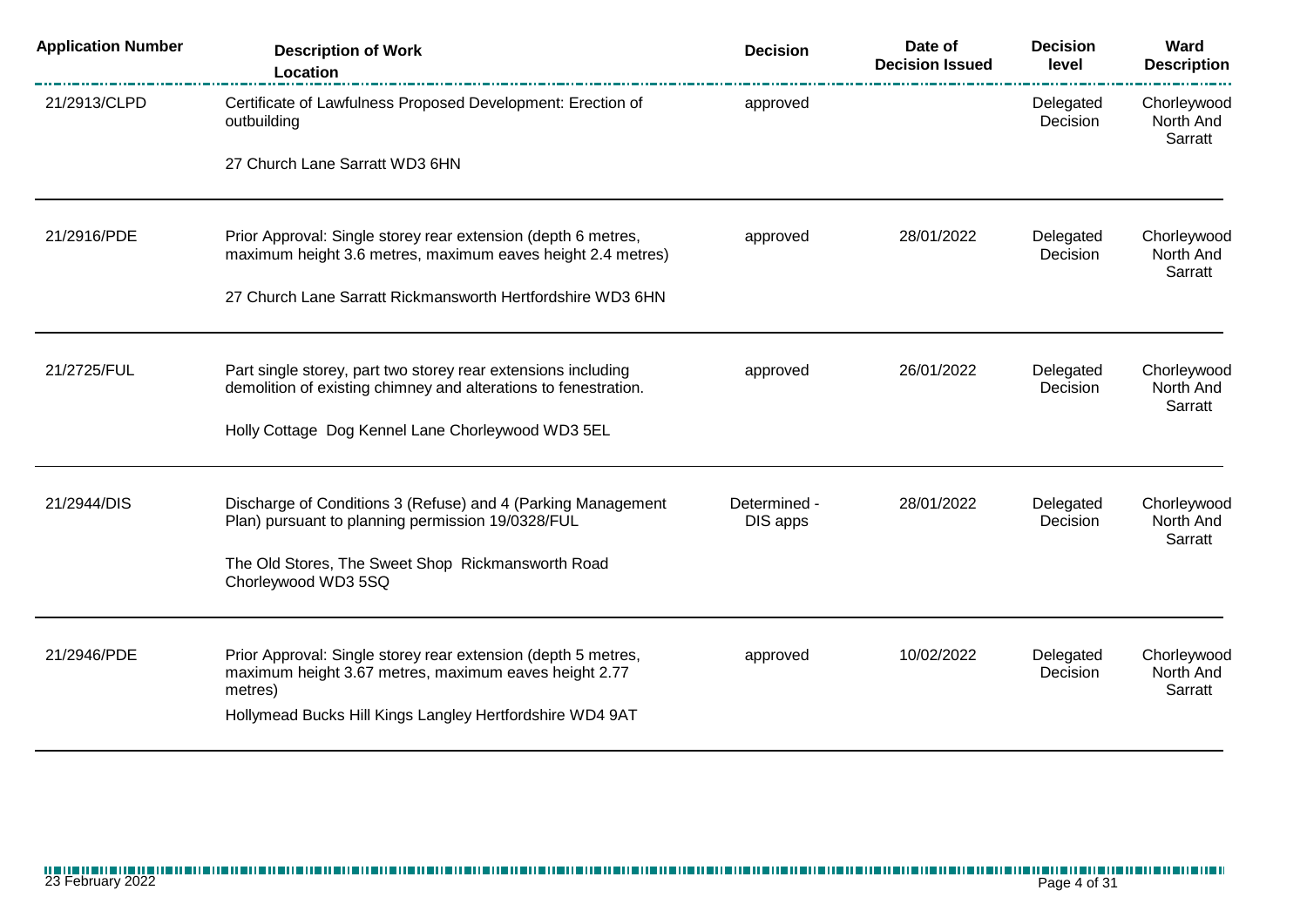| Application Number | Description of Work<br>Location | Decision | Date of Decision Issued | Decision level | Ward Description |
|---|---|---|---|---|---|
| 21/2913/CLPD | Certificate of Lawfulness Proposed Development: Erection of outbuilding<br><br>27 Church Lane Sarratt WD3 6HN | approved | | Delegated Decision | Chorleywood North And Sarratt |
| 21/2916/PDE | Prior Approval: Single storey rear extension (depth 6 metres, maximum height 3.6 metres, maximum eaves height 2.4 metres)<br><br>27 Church Lane Sarratt Rickmansworth Hertfordshire WD3 6HN | approved | 28/01/2022 | Delegated Decision | Chorleywood North And Sarratt |
| 21/2725/FUL | Part single storey, part two storey rear extensions including demolition of existing chimney and alterations to fenestration.<br><br>Holly Cottage Dog Kennel Lane Chorleywood WD3 5EL | approved | 26/01/2022 | Delegated Decision | Chorleywood North And Sarratt |
| 21/2944/DIS | Discharge of Conditions 3 (Refuse) and 4 (Parking Management Plan) pursuant to planning permission 19/0328/FUL<br><br>The Old Stores, The Sweet Shop Rickmansworth Road Chorleywood WD3 5SQ | Determined - DIS apps | 28/01/2022 | Delegated Decision | Chorleywood North And Sarratt |
| 21/2946/PDE | Prior Approval: Single storey rear extension (depth 5 metres, maximum height 3.67 metres, maximum eaves height 2.77 metres)<br><br>Hollymead Bucks Hill Kings Langley Hertfordshire WD4 9AT | approved | 10/02/2022 | Delegated Decision | Chorleywood North And Sarratt |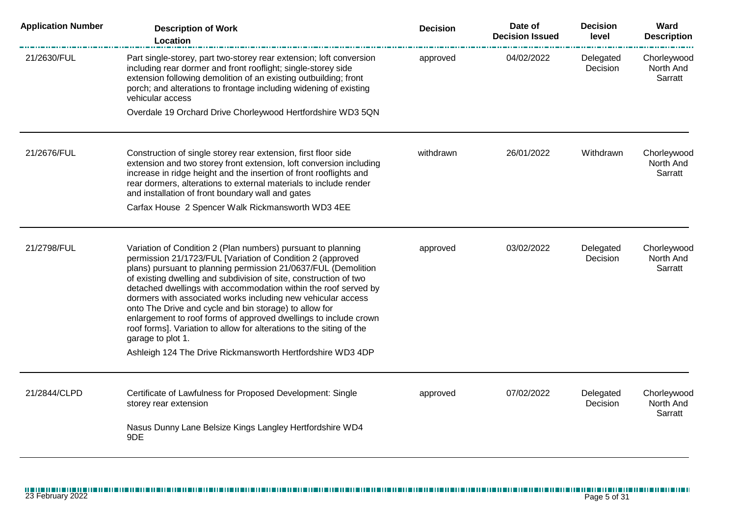| Application Number | Description of Work<br>Location | Decision | Date of Decision Issued | Decision level | Ward Description |
|---|---|---|---|---|---|
| 21/2630/FUL | Part single-storey, part two-storey rear extension; loft conversion including rear dormer and front rooflight; single-storey side extension following demolition of an existing outbuilding; front porch; and alterations to frontage including widening of existing vehicular access<br><br>Overdale 19 Orchard Drive Chorleywood Hertfordshire WD3 5QN | approved | 04/02/2022 | Delegated Decision | Chorleywood North And Sarratt |
| 21/2676/FUL | Construction of single storey rear extension, first floor side extension and two storey front extension, loft conversion including increase in ridge height and the insertion of front rooflights and rear dormers, alterations to external materials to include render and installation of front boundary wall and gates<br><br>Carfax House 2 Spencer Walk Rickmansworth WD3 4EE | withdrawn | 26/01/2022 | Withdrawn | Chorleywood North And Sarratt |
| 21/2798/FUL | Variation of Condition 2 (Plan numbers) pursuant to planning permission 21/1723/FUL [Variation of Condition 2 (approved plans) pursuant to planning permission 21/0637/FUL (Demolition of existing dwelling and subdivision of site, construction of two detached dwellings with accommodation within the roof served by dormers with associated works including new vehicular access onto The Drive and cycle and bin storage) to allow for enlargement to roof forms of approved dwellings to include crown roof forms]. Variation to allow for alterations to the siting of the garage to plot 1.<br><br>Ashleigh 124 The Drive Rickmansworth Hertfordshire WD3 4DP | approved | 03/02/2022 | Delegated Decision | Chorleywood North And Sarratt |
| 21/2844/CLPD | Certificate of Lawfulness for Proposed Development: Single storey rear extension<br><br>Nasus Dunny Lane Belsize Kings Langley Hertfordshire WD4 9DE | approved | 07/02/2022 | Delegated Decision | Chorleywood North And Sarratt |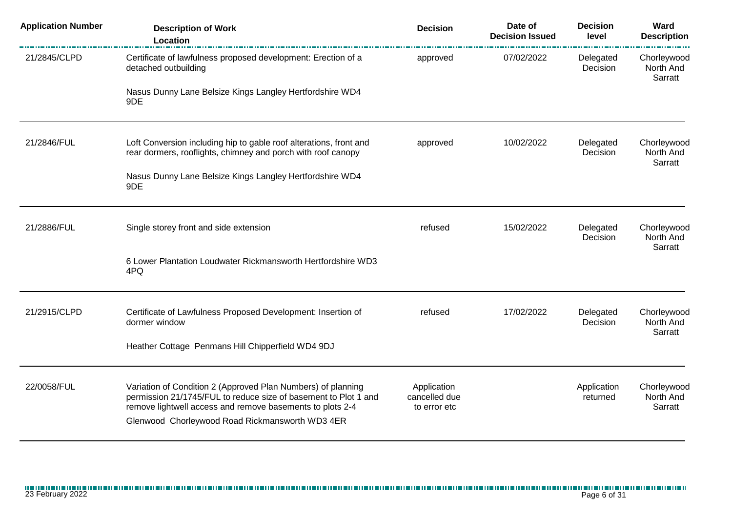| Application Number | Description of Work<br>Location | Decision | Date of Decision Issued | Decision level | Ward Description |
|---|---|---|---|---|---|
| 21/2845/CLPD | Certificate of lawfulness proposed development: Erection of a detached outbuilding<br><br>Nasus Dunny Lane Belsize Kings Langley Hertfordshire WD4 9DE | approved | 07/02/2022 | Delegated Decision | Chorleywood North And Sarratt |
| 21/2846/FUL | Loft Conversion including hip to gable roof alterations, front and rear dormers, rooflights, chimney and porch with roof canopy<br><br>Nasus Dunny Lane Belsize Kings Langley Hertfordshire WD4 9DE | approved | 10/02/2022 | Delegated Decision | Chorleywood North And Sarratt |
| 21/2886/FUL | Single storey front and side extension<br><br>6 Lower Plantation Loudwater Rickmansworth Hertfordshire WD3 4PQ | refused | 15/02/2022 | Delegated Decision | Chorleywood North And Sarratt |
| 21/2915/CLPD | Certificate of Lawfulness Proposed Development: Insertion of dormer window<br><br>Heather Cottage Penmans Hill Chipperfield WD4 9DJ | refused | 17/02/2022 | Delegated Decision | Chorleywood North And Sarratt |
| 22/0058/FUL | Variation of Condition 2 (Approved Plan Numbers) of planning permission 21/1745/FUL to reduce size of basement to Plot 1 and remove lightwell access and remove basements to plots 2-4<br><br>Glenwood Chorleywood Road Rickmansworth WD3 4ER | Application cancelled due to error etc | | Application returned | Chorleywood North And Sarratt |

23 February 2022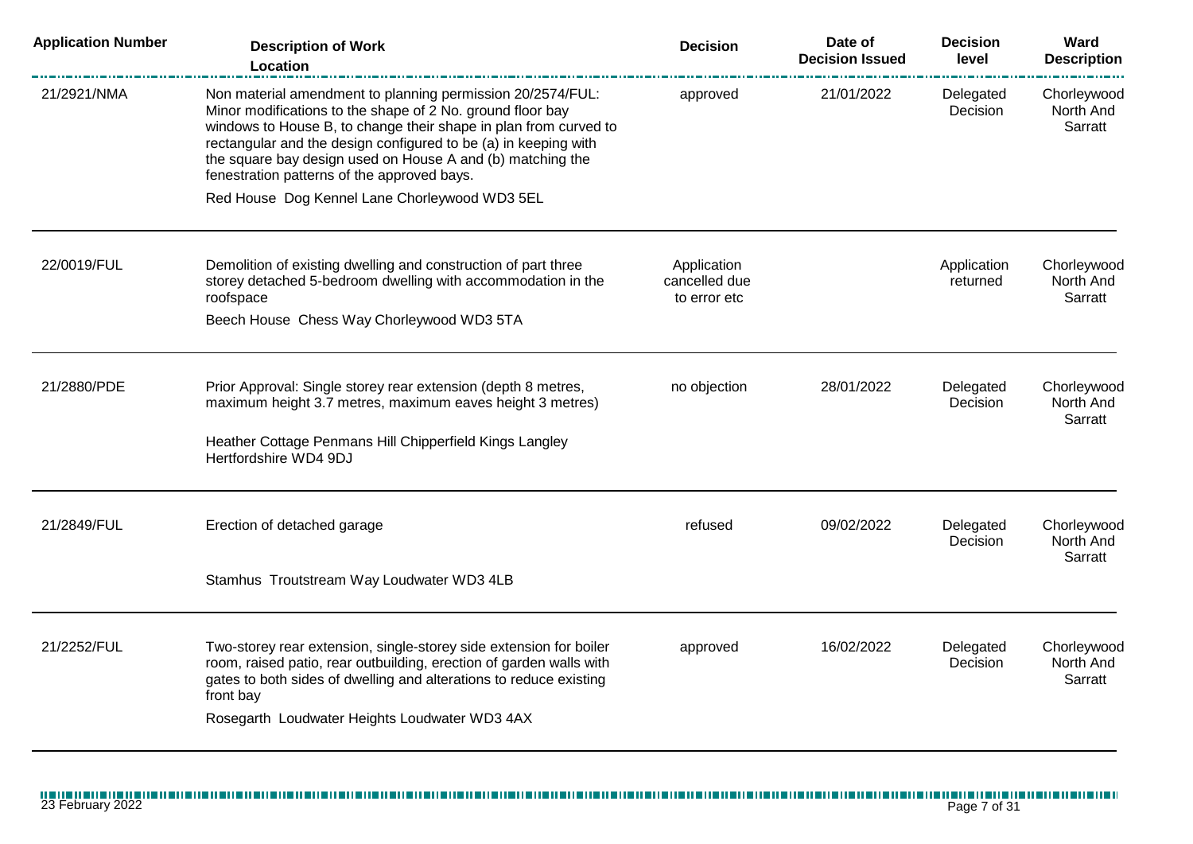| Application Number | Description of Work<br>Location | Decision | Date of Decision Issued | Decision level | Ward Description |
|---|---|---|---|---|---|
| 21/2921/NMA | Non material amendment to planning permission 20/2574/FUL: Minor modifications to the shape of 2 No. ground floor bay windows to House B, to change their shape in plan from curved to rectangular and the design configured to be (a) in keeping with the square bay design used on House A and (b) matching the fenestration patterns of the approved bays.<br>Red House Dog Kennel Lane Chorleywood WD3 5EL | approved | 21/01/2022 | Delegated Decision | Chorleywood North And Sarratt |
| 22/0019/FUL | Demolition of existing dwelling and construction of part three storey detached 5-bedroom dwelling with accommodation in the roofspace<br>Beech House Chess Way Chorleywood WD3 5TA | Application cancelled due to error etc | | Application returned | Chorleywood North And Sarratt |
| 21/2880/PDE | Prior Approval: Single storey rear extension (depth 8 metres, maximum height 3.7 metres, maximum eaves height 3 metres)<br>Heather Cottage Penmans Hill Chipperfield Kings Langley Hertfordshire WD4 9DJ | no objection | 28/01/2022 | Delegated Decision | Chorleywood North And Sarratt |
| 21/2849/FUL | Erection of detached garage<br>Stamhus Troutstream Way Loudwater WD3 4LB | refused | 09/02/2022 | Delegated Decision | Chorleywood North And Sarratt |
| 21/2252/FUL | Two-storey rear extension, single-storey side extension for boiler room, raised patio, rear outbuilding, erection of garden walls with gates to both sides of dwelling and alterations to reduce existing front bay<br>Rosegarth Loudwater Heights Loudwater WD3 4AX | approved | 16/02/2022 | Delegated Decision | Chorleywood North And Sarratt |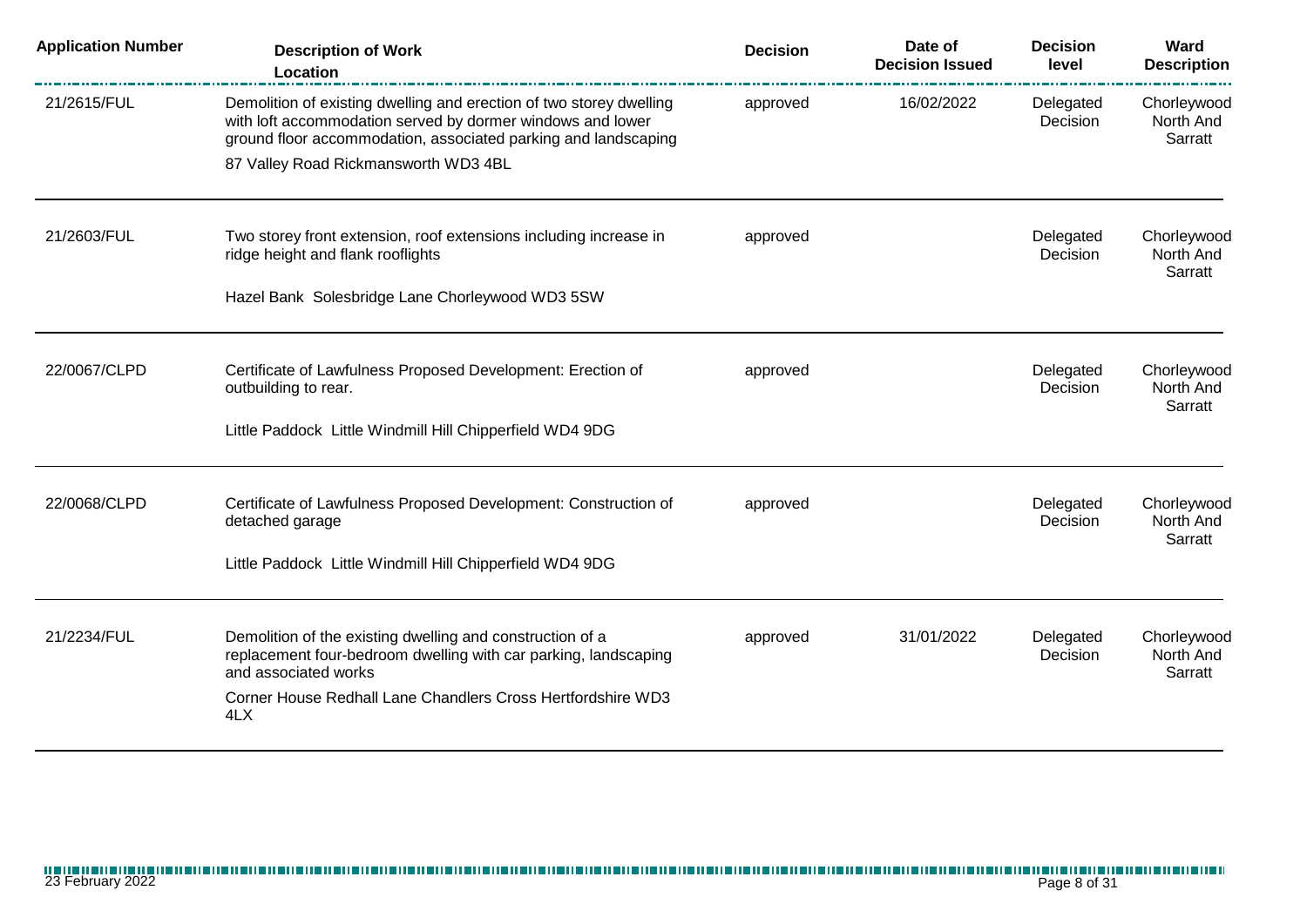| Application Number | Description of Work<br>Location | Decision | Date of Decision Issued | Decision level | Ward Description |
|---|---|---|---|---|---|
| 21/2615/FUL | Demolition of existing dwelling and erection of two storey dwelling with loft accommodation served by dormer windows and lower ground floor accommodation, associated parking and landscaping<br>87 Valley Road Rickmansworth WD3 4BL | approved | 16/02/2022 | Delegated Decision | Chorleywood North And Sarratt |
| 21/2603/FUL | Two storey front extension, roof extensions including increase in ridge height and flank rooflights<br>Hazel Bank Solesbridge Lane Chorleywood WD3 5SW | approved | | Delegated Decision | Chorleywood North And Sarratt |
| 22/0067/CLPD | Certificate of Lawfulness Proposed Development: Erection of outbuilding to rear.<br>Little Paddock Little Windmill Hill Chipperfield WD4 9DG | approved | | Delegated Decision | Chorleywood North And Sarratt |
| 22/0068/CLPD | Certificate of Lawfulness Proposed Development: Construction of detached garage<br>Little Paddock Little Windmill Hill Chipperfield WD4 9DG | approved | | Delegated Decision | Chorleywood North And Sarratt |
| 21/2234/FUL | Demolition of the existing dwelling and construction of a replacement four-bedroom dwelling with car parking, landscaping and associated works<br>Corner House Redhall Lane Chandlers Cross Hertfordshire WD3 4LX | approved | 31/01/2022 | Delegated Decision | Chorleywood North And Sarratt |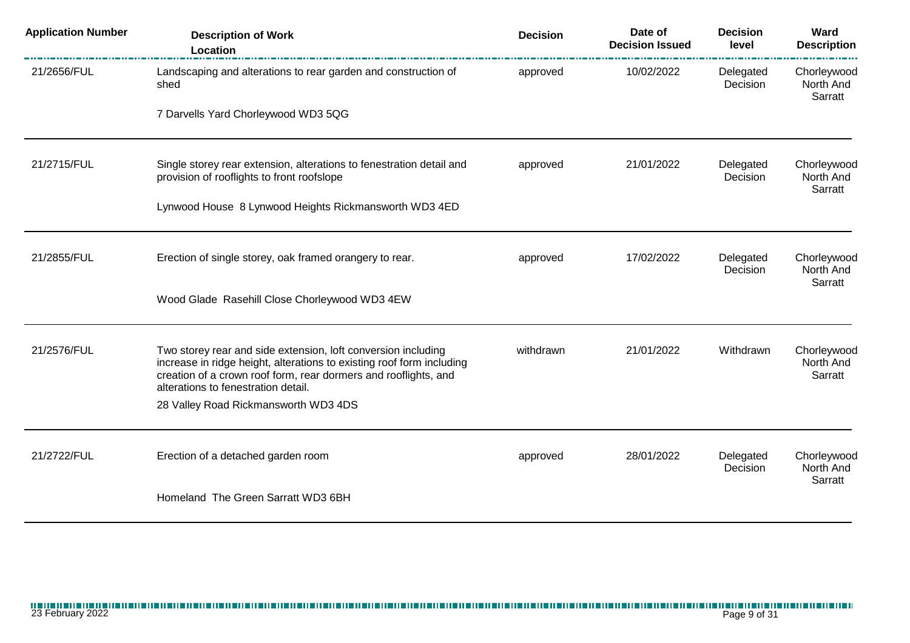| Application Number | Description of Work<br>Location | Decision | Date of Decision Issued | Decision level | Ward Description |
|---|---|---|---|---|---|
| 21/2656/FUL | Landscaping and alterations to rear garden and construction of shed<br><br>7 Darvells Yard Chorleywood WD3 5QG | approved | 10/02/2022 | Delegated Decision | Chorleywood North And Sarratt |
| 21/2715/FUL | Single storey rear extension, alterations to fenestration detail and provision of rooflights to front roofslope<br><br>Lynwood House 8 Lynwood Heights Rickmansworth WD3 4ED | approved | 21/01/2022 | Delegated Decision | Chorleywood North And Sarratt |
| 21/2855/FUL | Erection of single storey, oak framed orangery to rear.<br><br>Wood Glade Rasehill Close Chorleywood WD3 4EW | approved | 17/02/2022 | Delegated Decision | Chorleywood North And Sarratt |
| 21/2576/FUL | Two storey rear and side extension, loft conversion including increase in ridge height, alterations to existing roof form including creation of a crown roof form, rear dormers and rooflights, and alterations to fenestration detail.<br><br>28 Valley Road Rickmansworth WD3 4DS | withdrawn | 21/01/2022 | Withdrawn | Chorleywood North And Sarratt |
| 21/2722/FUL | Erection of a detached garden room<br><br>Homeland The Green Sarratt WD3 6BH | approved | 28/01/2022 | Delegated Decision | Chorleywood North And Sarratt |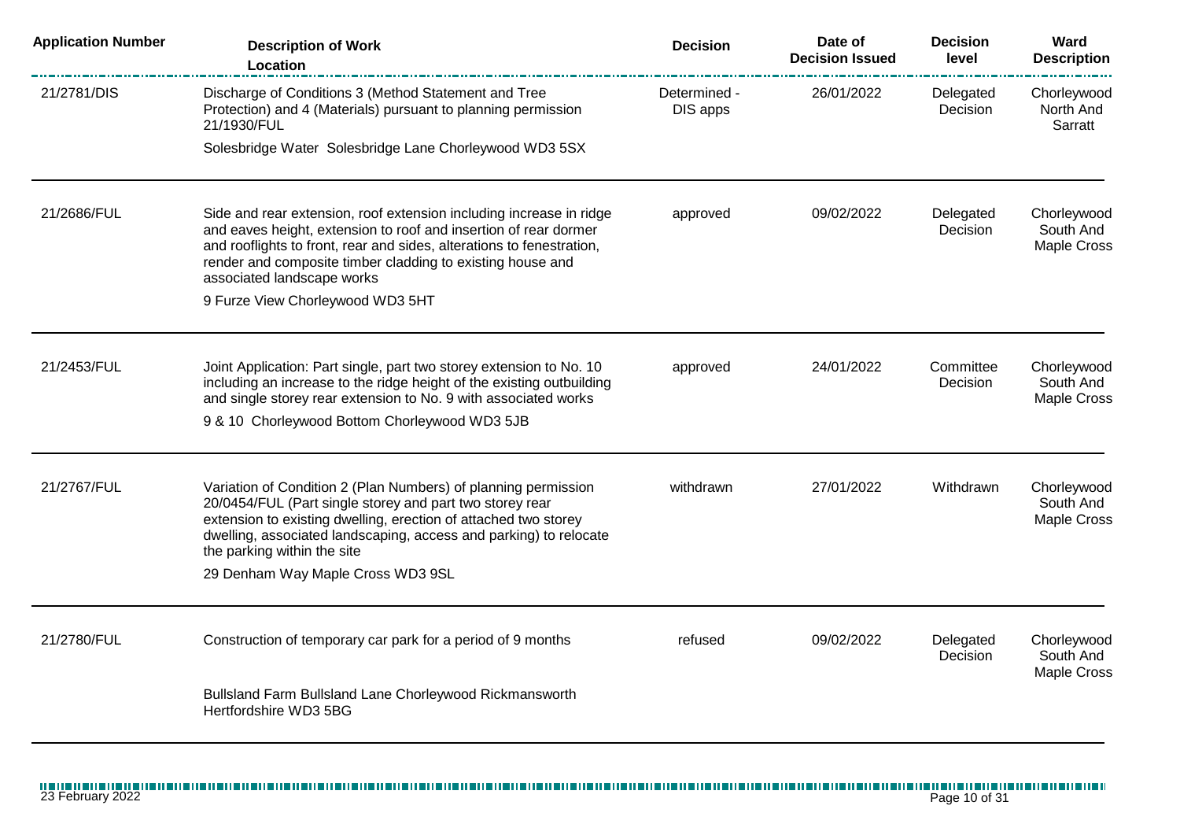| Application Number | Description of Work<br>Location | Decision | Date of Decision Issued | Decision level | Ward Description |
|---|---|---|---|---|---|
| 21/2781/DIS | Discharge of Conditions 3 (Method Statement and Tree Protection) and 4 (Materials) pursuant to planning permission 21/1930/FUL<br>Solesbridge Water Solesbridge Lane Chorleywood WD3 5SX | Determined - DIS apps | 26/01/2022 | Delegated Decision | Chorleywood North And Sarratt |
| 21/2686/FUL | Side and rear extension, roof extension including increase in ridge and eaves height, extension to roof and insertion of rear dormer and rooflights to front, rear and sides, alterations to fenestration, render and composite timber cladding to existing house and associated landscape works<br>9 Furze View Chorleywood WD3 5HT | approved | 09/02/2022 | Delegated Decision | Chorleywood South And Maple Cross |
| 21/2453/FUL | Joint Application: Part single, part two storey extension to No. 10 including an increase to the ridge height of the existing outbuilding and single storey rear extension to No. 9 with associated works<br>9 & 10 Chorleywood Bottom Chorleywood WD3 5JB | approved | 24/01/2022 | Committee Decision | Chorleywood South And Maple Cross |
| 21/2767/FUL | Variation of Condition 2 (Plan Numbers) of planning permission 20/0454/FUL (Part single storey and part two storey rear extension to existing dwelling, erection of attached two storey dwelling, associated landscaping, access and parking) to relocate the parking within the site<br>29 Denham Way Maple Cross WD3 9SL | withdrawn | 27/01/2022 | Withdrawn | Chorleywood South And Maple Cross |
| 21/2780/FUL | Construction of temporary car park for a period of 9 months<br>Bullsland Farm Bullsland Lane Chorleywood Rickmansworth Hertfordshire WD3 5BG | refused | 09/02/2022 | Delegated Decision | Chorleywood South And Maple Cross |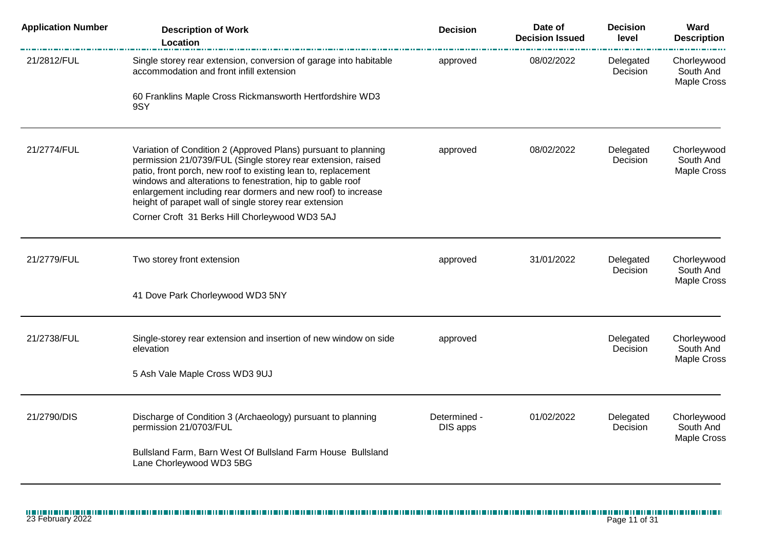| Application Number | Description of Work<br>Location | Decision | Date of Decision Issued | Decision level | Ward Description |
|---|---|---|---|---|---|
| 21/2812/FUL | Single storey rear extension, conversion of garage into habitable accommodation and front infill extension<br><br>60 Franklins Maple Cross Rickmansworth Hertfordshire WD3 9SY | approved | 08/02/2022 | Delegated Decision | Chorleywood South And Maple Cross |
| 21/2774/FUL | Variation of Condition 2 (Approved Plans) pursuant to planning permission 21/0739/FUL (Single storey rear extension, raised patio, front porch, new roof to existing lean to, replacement windows and alterations to fenestration, hip to gable roof enlargement including rear dormers and new roof) to increase height of parapet wall of single storey rear extension<br><br>Corner Croft 31 Berks Hill Chorleywood WD3 5AJ | approved | 08/02/2022 | Delegated Decision | Chorleywood South And Maple Cross |
| 21/2779/FUL | Two storey front extension<br><br>41 Dove Park Chorleywood WD3 5NY | approved | 31/01/2022 | Delegated Decision | Chorleywood South And Maple Cross |
| 21/2738/FUL | Single-storey rear extension and insertion of new window on side elevation<br><br>5 Ash Vale Maple Cross WD3 9UJ | approved | | Delegated Decision | Chorleywood South And Maple Cross |
| 21/2790/DIS | Discharge of Condition 3 (Archaeology) pursuant to planning permission 21/0703/FUL<br><br>Bullsland Farm, Barn West Of Bullsland Farm House Bullsland Lane Chorleywood WD3 5BG | Determined - DIS apps | 01/02/2022 | Delegated Decision | Chorleywood South And Maple Cross |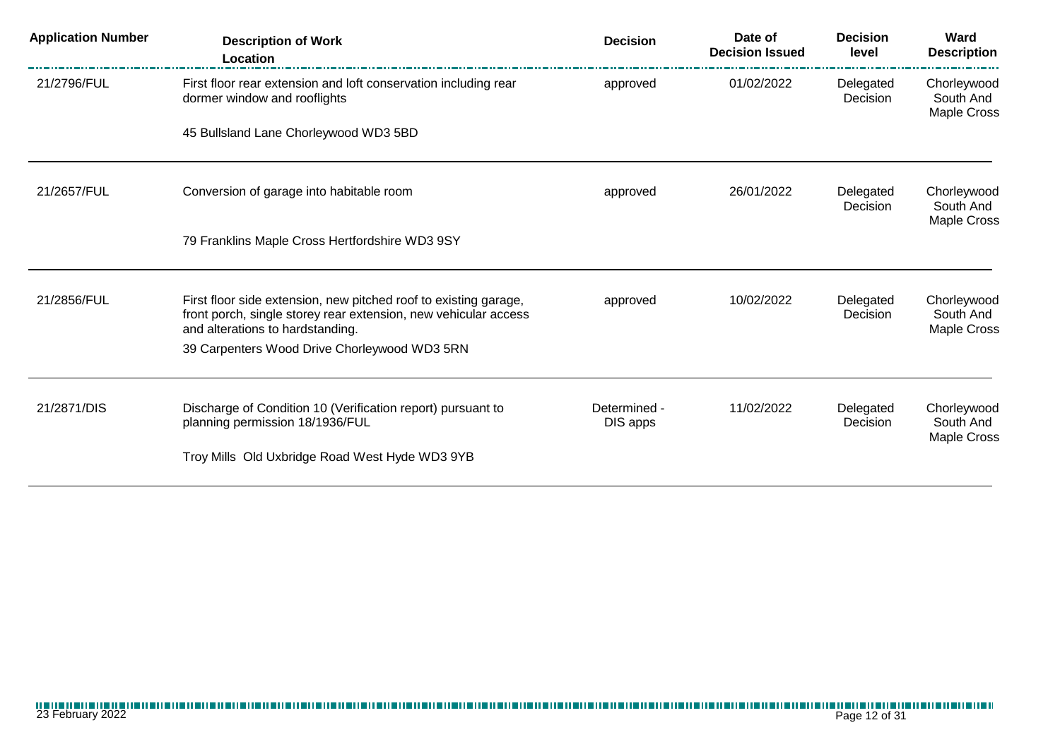| Application Number | Description of Work Location | Decision | Date of Decision Issued | Decision level | Ward Description |
|---|---|---|---|---|---|
| 21/2796/FUL | First floor rear extension and loft conservation including rear dormer window and rooflights<br><br>45 Bullsland Lane Chorleywood WD3 5BD | approved | 01/02/2022 | Delegated Decision | Chorleywood South And Maple Cross |
| 21/2657/FUL | Conversion of garage into habitable room<br><br>79 Franklins Maple Cross Hertfordshire WD3 9SY | approved | 26/01/2022 | Delegated Decision | Chorleywood South And Maple Cross |
| 21/2856/FUL | First floor side extension, new pitched roof to existing garage, front porch, single storey rear extension, new vehicular access and alterations to hardstanding.<br><br>39 Carpenters Wood Drive Chorleywood WD3 5RN | approved | 10/02/2022 | Delegated Decision | Chorleywood South And Maple Cross |
| 21/2871/DIS | Discharge of Condition 10 (Verification report) pursuant to planning permission 18/1936/FUL<br><br>Troy Mills Old Uxbridge Road West Hyde WD3 9YB | Determined - DIS apps | 11/02/2022 | Delegated Decision | Chorleywood South And Maple Cross |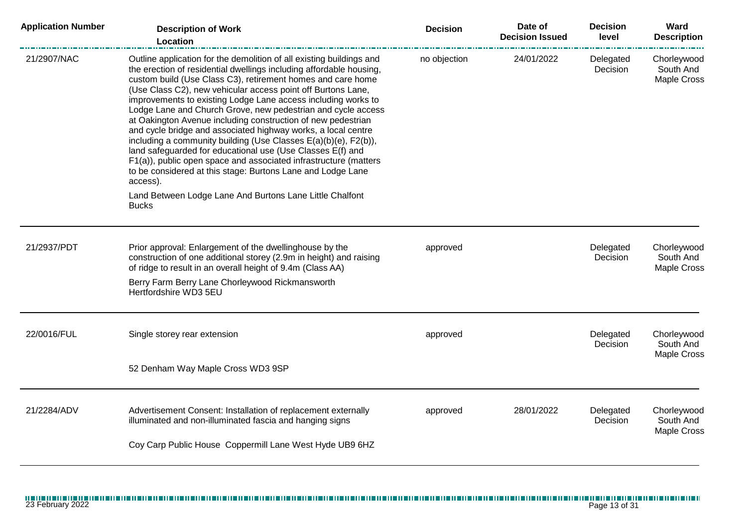| Application Number | Description of Work<br>Location | Decision | Date of Decision Issued | Decision level | Ward Description |
|---|---|---|---|---|---|
| 21/2907/NAC | Outline application for the demolition of all existing buildings and the erection of residential dwellings including affordable housing, custom build (Use Class C3), retirement homes and care home (Use Class C2), new vehicular access point off Burtons Lane, improvements to existing Lodge Lane access including works to Lodge Lane and Church Grove, new pedestrian and cycle access at Oakington Avenue including construction of new pedestrian and cycle bridge and associated highway works, a local centre including a community building (Use Classes E(a)(b)(e), F2(b)), land safeguarded for educational use (Use Classes E(f) and F1(a)), public open space and associated infrastructure (matters to be considered at this stage: Burtons Lane and Lodge Lane access).<br>Land Between Lodge Lane And Burtons Lane Little Chalfont Bucks | no objection | 24/01/2022 | Delegated Decision | Chorleywood South And Maple Cross |
| 21/2937/PDT | Prior approval: Enlargement of the dwellinghouse by the construction of one additional storey (2.9m in height) and raising of ridge to result in an overall height of 9.4m (Class AA)<br>Berry Farm Berry Lane Chorleywood Rickmansworth Hertfordshire WD3 5EU | approved | | Delegated Decision | Chorleywood South And Maple Cross |
| 22/0016/FUL | Single storey rear extension<br>52 Denham Way Maple Cross WD3 9SP | approved | | Delegated Decision | Chorleywood South And Maple Cross |
| 21/2284/ADV | Advertisement Consent: Installation of replacement externally illuminated and non-illuminated fascia and hanging signs<br>Coy Carp Public House Coppermill Lane West Hyde UB9 6HZ | approved | 28/01/2022 | Delegated Decision | Chorleywood South And Maple Cross |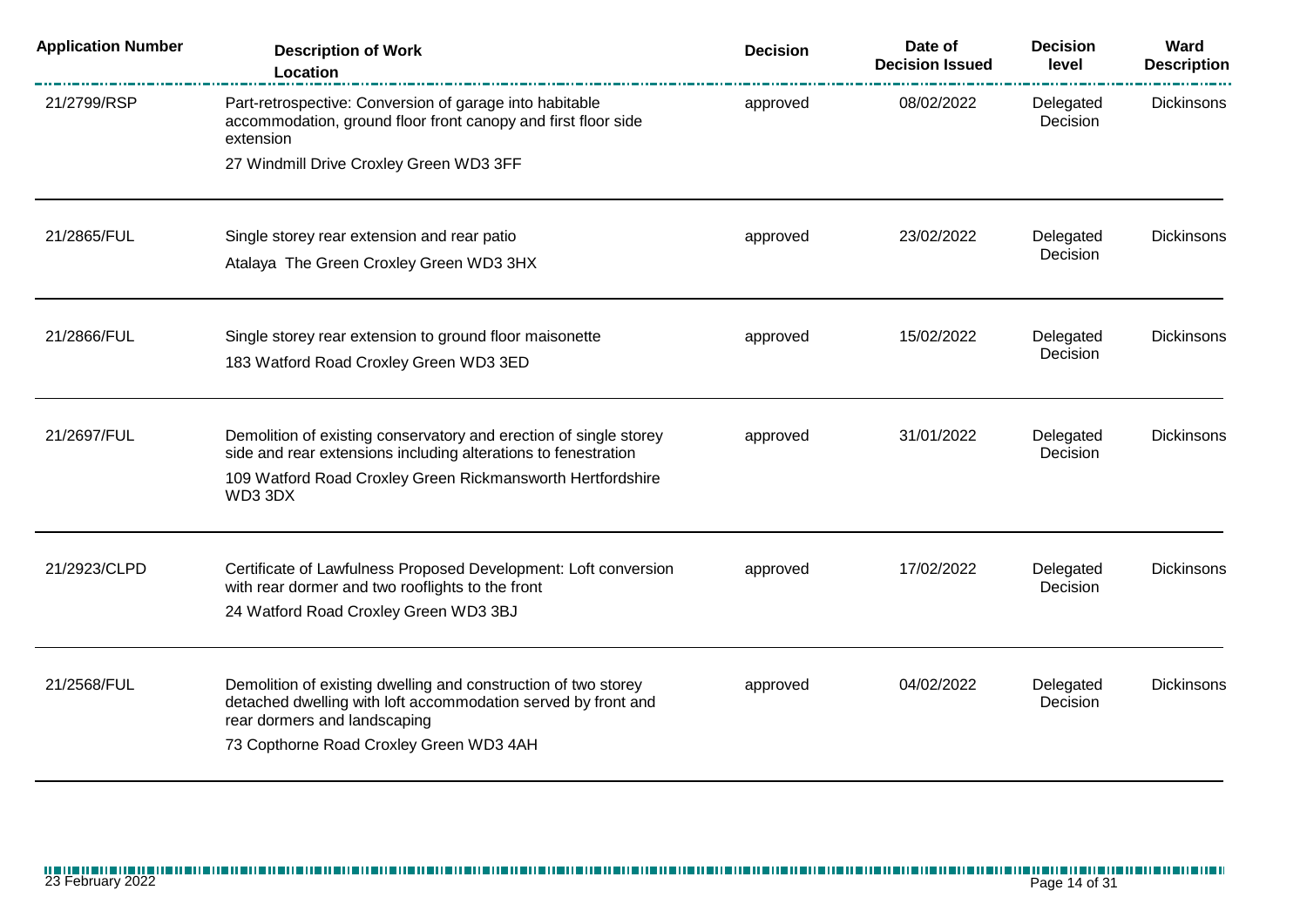| Application Number | Description of Work<br>Location | Decision | Date of Decision Issued | Decision level | Ward Description |
|---|---|---|---|---|---|
| 21/2799/RSP | Part-retrospective: Conversion of garage into habitable accommodation, ground floor front canopy and first floor side extension<br>27 Windmill Drive Croxley Green WD3 3FF | approved | 08/02/2022 | Delegated Decision | Dickinsons |
| 21/2865/FUL | Single storey rear extension and rear patio<br>Atalaya The Green Croxley Green WD3 3HX | approved | 23/02/2022 | Delegated Decision | Dickinsons |
| 21/2866/FUL | Single storey rear extension to ground floor maisonette<br>183 Watford Road Croxley Green WD3 3ED | approved | 15/02/2022 | Delegated Decision | Dickinsons |
| 21/2697/FUL | Demolition of existing conservatory and erection of single storey side and rear extensions including alterations to fenestration<br>109 Watford Road Croxley Green Rickmansworth Hertfordshire WD3 3DX | approved | 31/01/2022 | Delegated Decision | Dickinsons |
| 21/2923/CLPD | Certificate of Lawfulness Proposed Development: Loft conversion with rear dormer and two rooflights to the front<br>24 Watford Road Croxley Green WD3 3BJ | approved | 17/02/2022 | Delegated Decision | Dickinsons |
| 21/2568/FUL | Demolition of existing dwelling and construction of two storey detached dwelling with loft accommodation served by front and rear dormers and landscaping<br>73 Copthorne Road Croxley Green WD3 4AH | approved | 04/02/2022 | Delegated Decision | Dickinsons |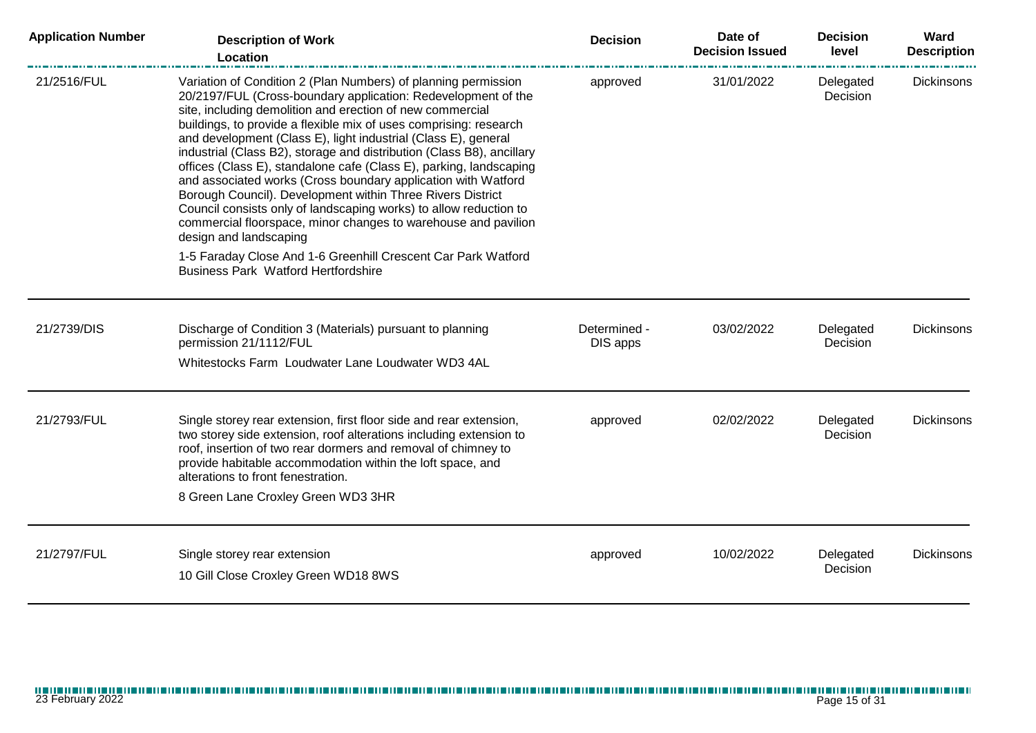| Application Number | Description of Work<br>Location | Decision | Date of Decision Issued | Decision level | Ward Description |
|---|---|---|---|---|---|
| 21/2516/FUL | Variation of Condition 2 (Plan Numbers) of planning permission 20/2197/FUL (Cross-boundary application: Redevelopment of the site, including demolition and erection of new commercial buildings, to provide a flexible mix of uses comprising: research and development (Class E), light industrial (Class E), general industrial (Class B2), storage and distribution (Class B8), ancillary offices (Class E), standalone cafe (Class E), parking, landscaping and associated works (Cross boundary application with Watford Borough Council). Development within Three Rivers District Council consists only of landscaping works) to allow reduction to commercial floorspace, minor changes to warehouse and pavilion design and landscaping<br>1-5 Faraday Close And 1-6 Greenhill Crescent Car Park Watford Business Park Watford Hertfordshire | approved | 31/01/2022 | Delegated Decision | Dickinsons |
| 21/2739/DIS | Discharge of Condition 3 (Materials) pursuant to planning permission 21/1112/FUL<br>Whitestocks Farm Loudwater Lane Loudwater WD3 4AL | Determined - DIS apps | 03/02/2022 | Delegated Decision | Dickinsons |
| 21/2793/FUL | Single storey rear extension, first floor side and rear extension, two storey side extension, roof alterations including extension to roof, insertion of two rear dormers and removal of chimney to provide habitable accommodation within the loft space, and alterations to front fenestration.<br>8 Green Lane Croxley Green WD3 3HR | approved | 02/02/2022 | Delegated Decision | Dickinsons |
| 21/2797/FUL | Single storey rear extension<br>10 Gill Close Croxley Green WD18 8WS | approved | 10/02/2022 | Delegated Decision | Dickinsons |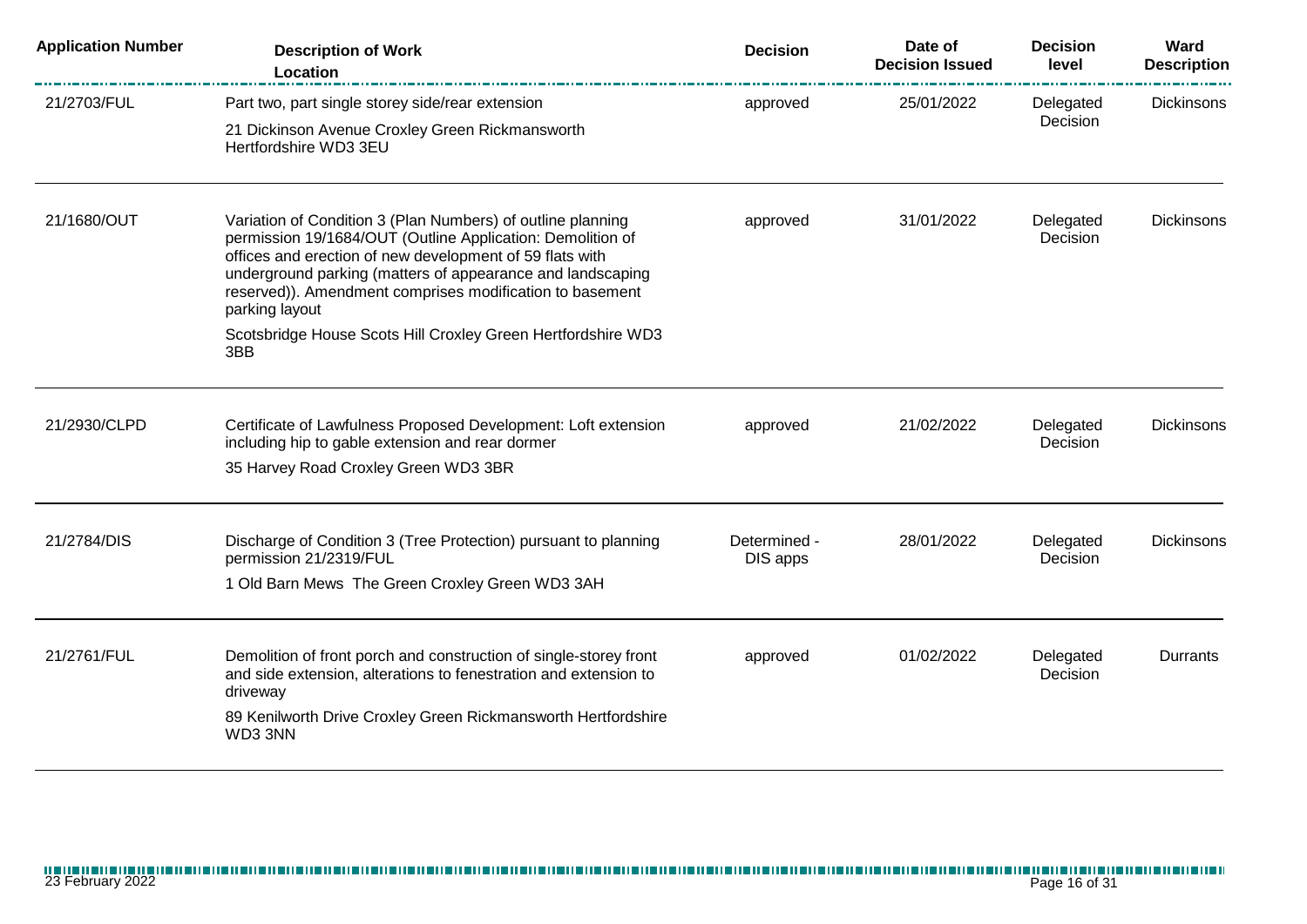| Application Number | Description of Work<br>Location | Decision | Date of Decision Issued | Decision level | Ward Description |
|---|---|---|---|---|---|
| 21/2703/FUL | Part two, part single storey side/rear extension<br>21 Dickinson Avenue Croxley Green Rickmansworth Hertfordshire WD3 3EU | approved | 25/01/2022 | Delegated Decision | Dickinsons |
| 21/1680/OUT | Variation of Condition 3 (Plan Numbers) of outline planning permission 19/1684/OUT (Outline Application: Demolition of offices and erection of new development of 59 flats with underground parking (matters of appearance and landscaping reserved)). Amendment comprises modification to basement parking layout<br>Scotsbridge House Scots Hill Croxley Green Hertfordshire WD3 3BB | approved | 31/01/2022 | Delegated Decision | Dickinsons |
| 21/2930/CLPD | Certificate of Lawfulness Proposed Development: Loft extension including hip to gable extension and rear dormer<br>35 Harvey Road Croxley Green WD3 3BR | approved | 21/02/2022 | Delegated Decision | Dickinsons |
| 21/2784/DIS | Discharge of Condition 3 (Tree Protection) pursuant to planning permission 21/2319/FUL<br>1 Old Barn Mews The Green Croxley Green WD3 3AH | Determined - DIS apps | 28/01/2022 | Delegated Decision | Dickinsons |
| 21/2761/FUL | Demolition of front porch and construction of single-storey front and side extension, alterations to fenestration and extension to driveway<br>89 Kenilworth Drive Croxley Green Rickmansworth Hertfordshire WD3 3NN | approved | 01/02/2022 | Delegated Decision | Durrants |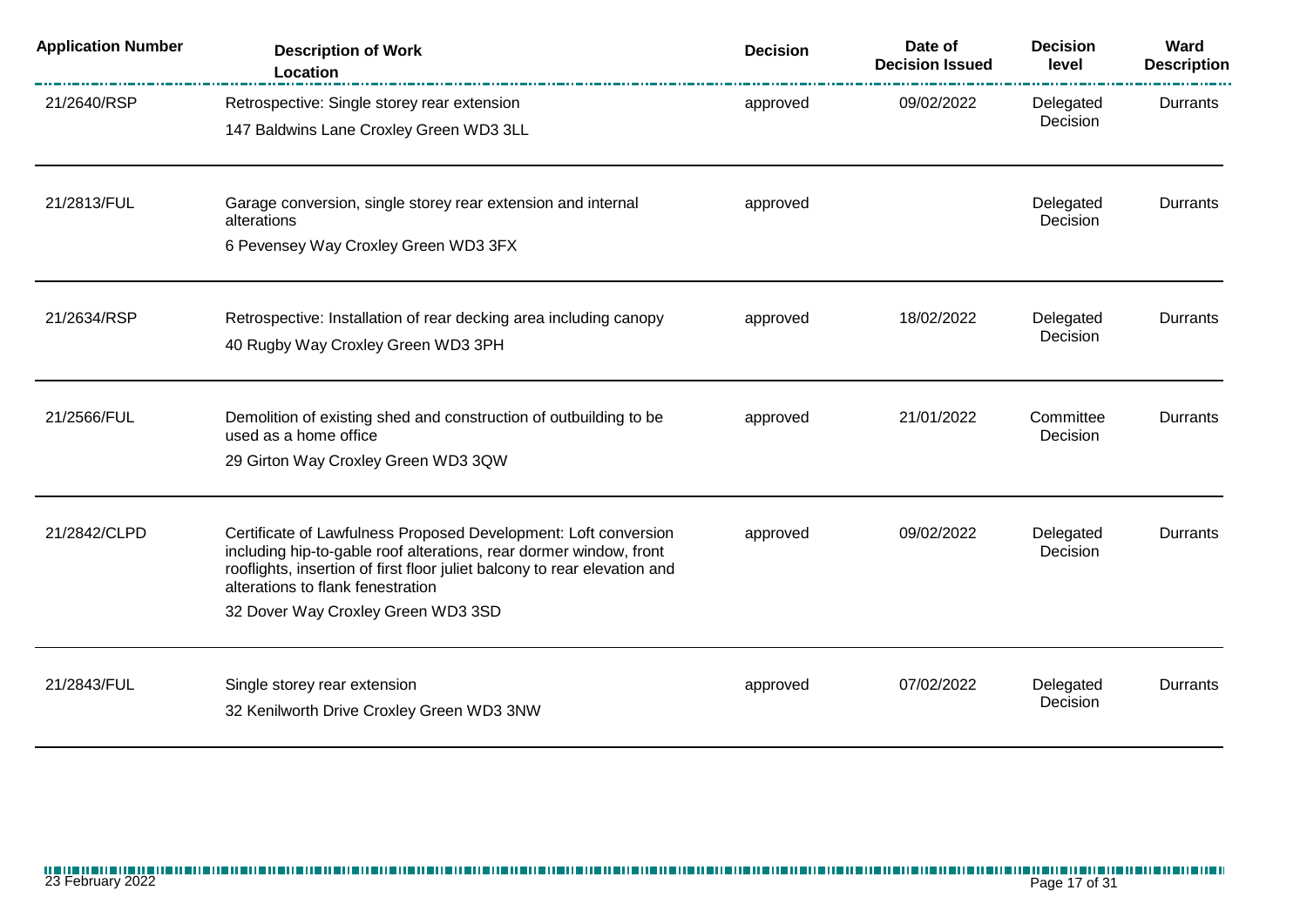| Application Number | Description of Work<br>Location | Decision | Date of Decision Issued | Decision level | Ward Description |
|---|---|---|---|---|---|
| 21/2640/RSP | Retrospective: Single storey rear extension<br>147 Baldwins Lane Croxley Green WD3 3LL | approved | 09/02/2022 | Delegated Decision | Durrants |
| 21/2813/FUL | Garage conversion, single storey rear extension and internal alterations<br>6 Pevensey Way Croxley Green WD3 3FX | approved | | Delegated Decision | Durrants |
| 21/2634/RSP | Retrospective: Installation of rear decking area including canopy<br>40 Rugby Way Croxley Green WD3 3PH | approved | 18/02/2022 | Delegated Decision | Durrants |
| 21/2566/FUL | Demolition of existing shed and construction of outbuilding to be used as a home office<br>29 Girton Way Croxley Green WD3 3QW | approved | 21/01/2022 | Committee Decision | Durrants |
| 21/2842/CLPD | Certificate of Lawfulness Proposed Development: Loft conversion including hip-to-gable roof alterations, rear dormer window, front rooflights, insertion of first floor juliet balcony to rear elevation and alterations to flank fenestration<br>32 Dover Way Croxley Green WD3 3SD | approved | 09/02/2022 | Delegated Decision | Durrants |
| 21/2843/FUL | Single storey rear extension<br>32 Kenilworth Drive Croxley Green WD3 3NW | approved | 07/02/2022 | Delegated Decision | Durrants |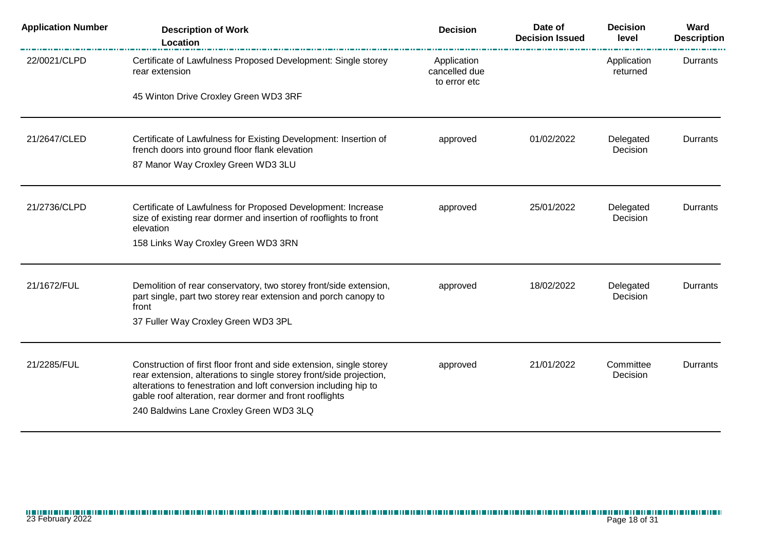| Application Number | Description of Work<br>Location | Decision | Date of Decision Issued | Decision level | Ward Description |
|---|---|---|---|---|---|
| 22/0021/CLPD | Certificate of Lawfulness Proposed Development: Single storey rear extension<br>45 Winton Drive Croxley Green WD3 3RF | Application cancelled due to error etc | | Application returned | Durrants |
| 21/2647/CLED | Certificate of Lawfulness for Existing Development: Insertion of french doors into ground floor flank elevation<br>87 Manor Way Croxley Green WD3 3LU | approved | 01/02/2022 | Delegated Decision | Durrants |
| 21/2736/CLPD | Certificate of Lawfulness for Proposed Development: Increase size of existing rear dormer and insertion of rooflights to front elevation<br>158 Links Way Croxley Green WD3 3RN | approved | 25/01/2022 | Delegated Decision | Durrants |
| 21/1672/FUL | Demolition of rear conservatory, two storey front/side extension, part single, part two storey rear extension and porch canopy to front<br>37 Fuller Way Croxley Green WD3 3PL | approved | 18/02/2022 | Delegated Decision | Durrants |
| 21/2285/FUL | Construction of first floor front and side extension, single storey rear extension, alterations to single storey front/side projection, alterations to fenestration and loft conversion including hip to gable roof alteration, rear dormer and front rooflights<br>240 Baldwins Lane Croxley Green WD3 3LQ | approved | 21/01/2022 | Committee Decision | Durrants |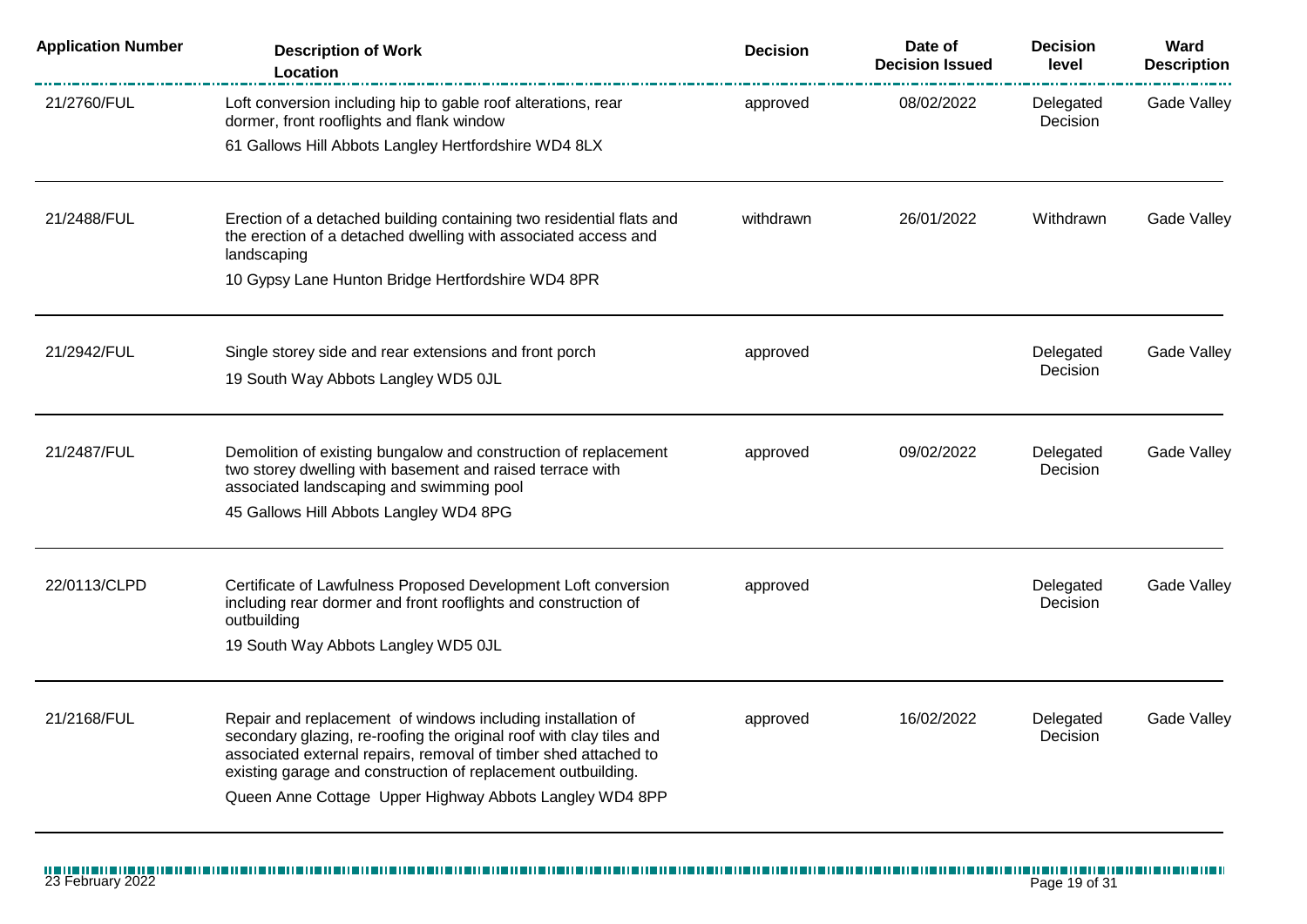| Application Number | Description of Work<br>Location | Decision | Date of Decision Issued | Decision level | Ward Description |
|---|---|---|---|---|---|
| 21/2760/FUL | Loft conversion including hip to gable roof alterations, rear dormer, front rooflights and flank window<br>61 Gallows Hill Abbots Langley Hertfordshire WD4 8LX | approved | 08/02/2022 | Delegated Decision | Gade Valley |
| 21/2488/FUL | Erection of a detached building containing two residential flats and the erection of a detached dwelling with associated access and landscaping<br>10 Gypsy Lane Hunton Bridge Hertfordshire WD4 8PR | withdrawn | 26/01/2022 | Withdrawn | Gade Valley |
| 21/2942/FUL | Single storey side and rear extensions and front porch<br>19 South Way Abbots Langley WD5 0JL | approved | | Delegated Decision | Gade Valley |
| 21/2487/FUL | Demolition of existing bungalow and construction of replacement two storey dwelling with basement and raised terrace with associated landscaping and swimming pool<br>45 Gallows Hill Abbots Langley WD4 8PG | approved | 09/02/2022 | Delegated Decision | Gade Valley |
| 22/0113/CLPD | Certificate of Lawfulness Proposed Development Loft conversion including rear dormer and front rooflights and construction of outbuilding<br>19 South Way Abbots Langley WD5 0JL | approved | | Delegated Decision | Gade Valley |
| 21/2168/FUL | Repair and replacement of windows including installation of secondary glazing, re-roofing the original roof with clay tiles and associated external repairs, removal of timber shed attached to existing garage and construction of replacement outbuilding.<br>Queen Anne Cottage Upper Highway Abbots Langley WD4 8PP | approved | 16/02/2022 | Delegated Decision | Gade Valley |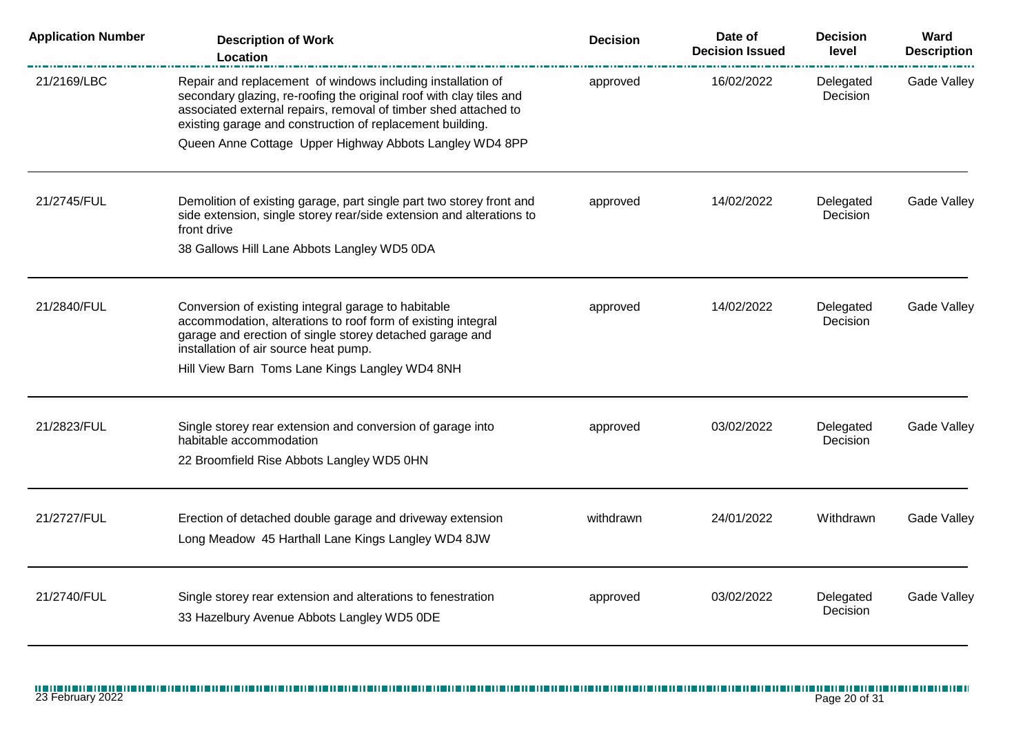| Application Number | Description of Work<br>Location | Decision | Date of Decision Issued | Decision level | Ward Description |
|---|---|---|---|---|---|
| 21/2169/LBC | Repair and replacement of windows including installation of secondary glazing, re-roofing the original roof with clay tiles and associated external repairs, removal of timber shed attached to existing garage and construction of replacement building.<br>Queen Anne Cottage Upper Highway Abbots Langley WD4 8PP | approved | 16/02/2022 | Delegated Decision | Gade Valley |
| 21/2745/FUL | Demolition of existing garage, part single part two storey front and side extension, single storey rear/side extension and alterations to front drive<br>38 Gallows Hill Lane Abbots Langley WD5 0DA | approved | 14/02/2022 | Delegated Decision | Gade Valley |
| 21/2840/FUL | Conversion of existing integral garage to habitable accommodation, alterations to roof form of existing integral garage and erection of single storey detached garage and installation of air source heat pump.<br>Hill View Barn Toms Lane Kings Langley WD4 8NH | approved | 14/02/2022 | Delegated Decision | Gade Valley |
| 21/2823/FUL | Single storey rear extension and conversion of garage into habitable accommodation<br>22 Broomfield Rise Abbots Langley WD5 0HN | approved | 03/02/2022 | Delegated Decision | Gade Valley |
| 21/2727/FUL | Erection of detached double garage and driveway extension<br>Long Meadow 45 Harthall Lane Kings Langley WD4 8JW | withdrawn | 24/01/2022 | Withdrawn | Gade Valley |
| 21/2740/FUL | Single storey rear extension and alterations to fenestration<br>33 Hazelbury Avenue Abbots Langley WD5 0DE | approved | 03/02/2022 | Delegated Decision | Gade Valley |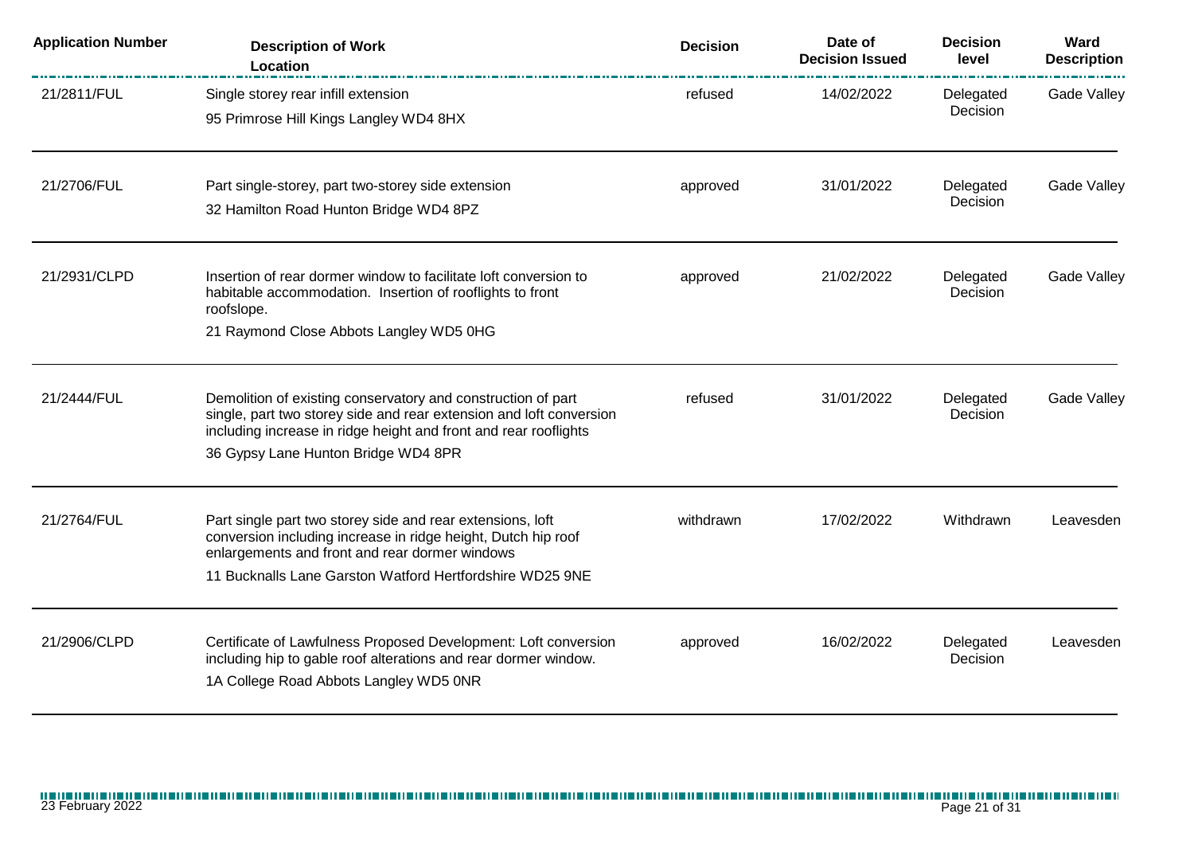| Application Number | Description of Work<br>Location | Decision | Date of Decision Issued | Decision level | Ward Description |
|---|---|---|---|---|---|
| 21/2811/FUL | Single storey rear infill extension<br>95 Primrose Hill Kings Langley WD4 8HX | refused | 14/02/2022 | Delegated Decision | Gade Valley |
| 21/2706/FUL | Part single-storey, part two-storey side extension<br>32 Hamilton Road Hunton Bridge WD4 8PZ | approved | 31/01/2022 | Delegated Decision | Gade Valley |
| 21/2931/CLPD | Insertion of rear dormer window to facilitate loft conversion to habitable accommodation. Insertion of rooflights to front roofslope.<br>21 Raymond Close Abbots Langley WD5 0HG | approved | 21/02/2022 | Delegated Decision | Gade Valley |
| 21/2444/FUL | Demolition of existing conservatory and construction of part single, part two storey side and rear extension and loft conversion including increase in ridge height and front and rear rooflights<br>36 Gypsy Lane Hunton Bridge WD4 8PR | refused | 31/01/2022 | Delegated Decision | Gade Valley |
| 21/2764/FUL | Part single part two storey side and rear extensions, loft conversion including increase in ridge height, Dutch hip roof enlargements and front and rear dormer windows<br>11 Bucknalls Lane Garston Watford Hertfordshire WD25 9NE | withdrawn | 17/02/2022 | Withdrawn | Leavesden |
| 21/2906/CLPD | Certificate of Lawfulness Proposed Development: Loft conversion including hip to gable roof alterations and rear dormer window.<br>1A College Road Abbots Langley WD5 0NR | approved | 16/02/2022 | Delegated Decision | Leavesden |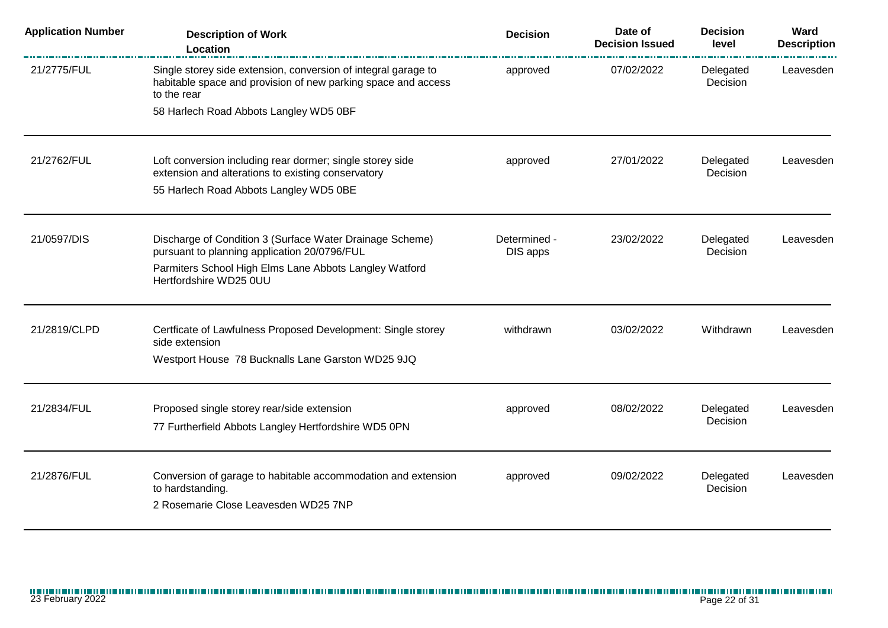| Application Number | Description of Work Location | Decision | Date of Decision Issued | Decision level | Ward Description |
| --- | --- | --- | --- | --- | --- |
| 21/2775/FUL | Single storey side extension, conversion of integral garage to habitable space and provision of new parking space and access to the rear<br>58 Harlech Road Abbots Langley WD5 0BF | approved | 07/02/2022 | Delegated Decision | Leavesden |
| 21/2762/FUL | Loft conversion including rear dormer; single storey side extension and alterations to existing conservatory<br>55 Harlech Road Abbots Langley WD5 0BE | approved | 27/01/2022 | Delegated Decision | Leavesden |
| 21/0597/DIS | Discharge of Condition 3 (Surface Water Drainage Scheme) pursuant to planning application 20/0796/FUL<br>Parmiters School High Elms Lane Abbots Langley Watford Hertfordshire WD25 0UU | Determined - DIS apps | 23/02/2022 | Delegated Decision | Leavesden |
| 21/2819/CLPD | Certficate of Lawfulness Proposed Development: Single storey side extension<br>Westport House 78 Bucknalls Lane Garston WD25 9JQ | withdrawn | 03/02/2022 | Withdrawn | Leavesden |
| 21/2834/FUL | Proposed single storey rear/side extension<br>77 Furtherfield Abbots Langley Hertfordshire WD5 0PN | approved | 08/02/2022 | Delegated Decision | Leavesden |
| 21/2876/FUL | Conversion of garage to habitable accommodation and extension to hardstanding.<br>2 Rosemarie Close Leavesden WD25 7NP | approved | 09/02/2022 | Delegated Decision | Leavesden |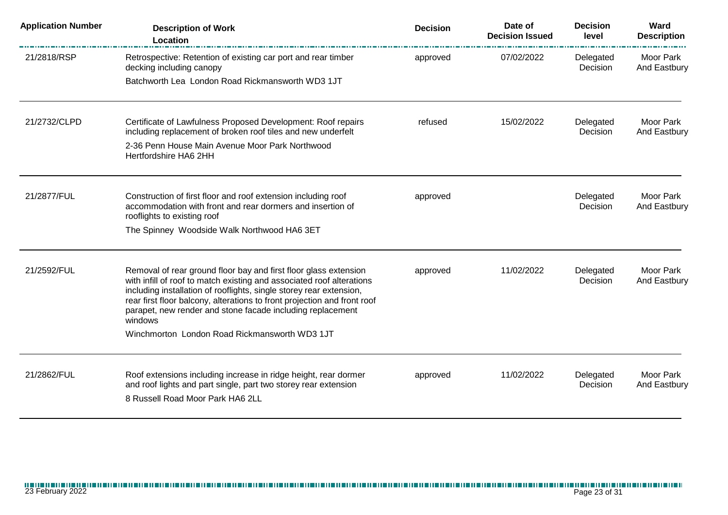| Application Number | Description of Work<br>Location | Decision | Date of Decision Issued | Decision level | Ward Description |
|---|---|---|---|---|---|
| 21/2818/RSP | Retrospective: Retention of existing car port and rear timber decking including canopy<br>Batchworth Lea London Road Rickmansworth WD3 1JT | approved | 07/02/2022 | Delegated Decision | Moor Park And Eastbury |
| 21/2732/CLPD | Certificate of Lawfulness Proposed Development: Roof repairs including replacement of broken roof tiles and new underfelt<br>2-36 Penn House Main Avenue Moor Park Northwood Hertfordshire HA6 2HH | refused | 15/02/2022 | Delegated Decision | Moor Park And Eastbury |
| 21/2877/FUL | Construction of first floor and roof extension including roof accommodation with front and rear dormers and insertion of rooflights to existing roof<br>The Spinney Woodside Walk Northwood HA6 3ET | approved | | Delegated Decision | Moor Park And Eastbury |
| 21/2592/FUL | Removal of rear ground floor bay and first floor glass extension with infill of roof to match existing and associated roof alterations including installation of rooflights, single storey rear extension, rear first floor balcony, alterations to front projection and front roof parapet, new render and stone facade including replacement windows<br>Winchmorton London Road Rickmansworth WD3 1JT | approved | 11/02/2022 | Delegated Decision | Moor Park And Eastbury |
| 21/2862/FUL | Roof extensions including increase in ridge height, rear dormer and roof lights and part single, part two storey rear extension<br>8 Russell Road Moor Park HA6 2LL | approved | 11/02/2022 | Delegated Decision | Moor Park And Eastbury |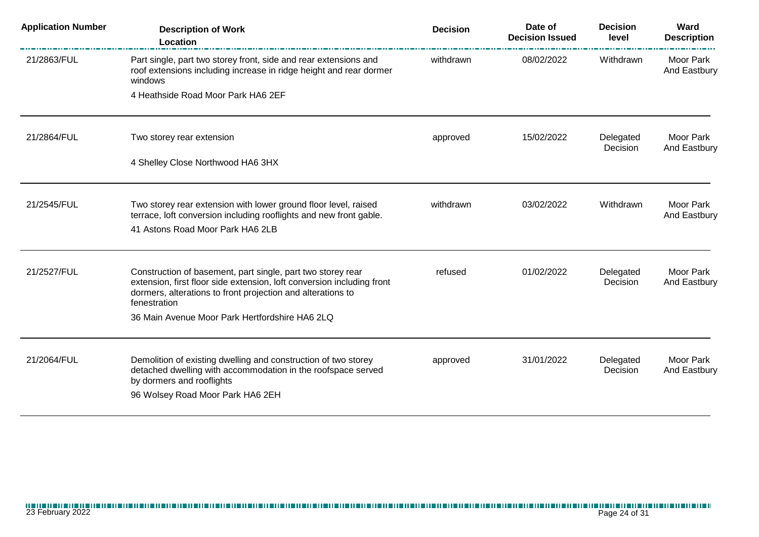| Application Number | Description of Work<br>Location | Decision | Date of Decision Issued | Decision level | Ward Description |
|---|---|---|---|---|---|
| 21/2863/FUL | Part single, part two storey front, side and rear extensions and roof extensions including increase in ridge height and rear dormer windows<br>4 Heathside Road Moor Park HA6 2EF | withdrawn | 08/02/2022 | Withdrawn | Moor Park And Eastbury |
| 21/2864/FUL | Two storey rear extension<br>4 Shelley Close Northwood HA6 3HX | approved | 15/02/2022 | Delegated Decision | Moor Park And Eastbury |
| 21/2545/FUL | Two storey rear extension with lower ground floor level, raised terrace, loft conversion including rooflights and new front gable.<br>41 Astons Road Moor Park HA6 2LB | withdrawn | 03/02/2022 | Withdrawn | Moor Park And Eastbury |
| 21/2527/FUL | Construction of basement, part single, part two storey rear extension, first floor side extension, loft conversion including front dormers, alterations to front projection and alterations to fenestration<br>36 Main Avenue Moor Park Hertfordshire HA6 2LQ | refused | 01/02/2022 | Delegated Decision | Moor Park And Eastbury |
| 21/2064/FUL | Demolition of existing dwelling and construction of two storey detached dwelling with accommodation in the roofspace served by dormers and rooflights<br>96 Wolsey Road Moor Park HA6 2EH | approved | 31/01/2022 | Delegated Decision | Moor Park And Eastbury |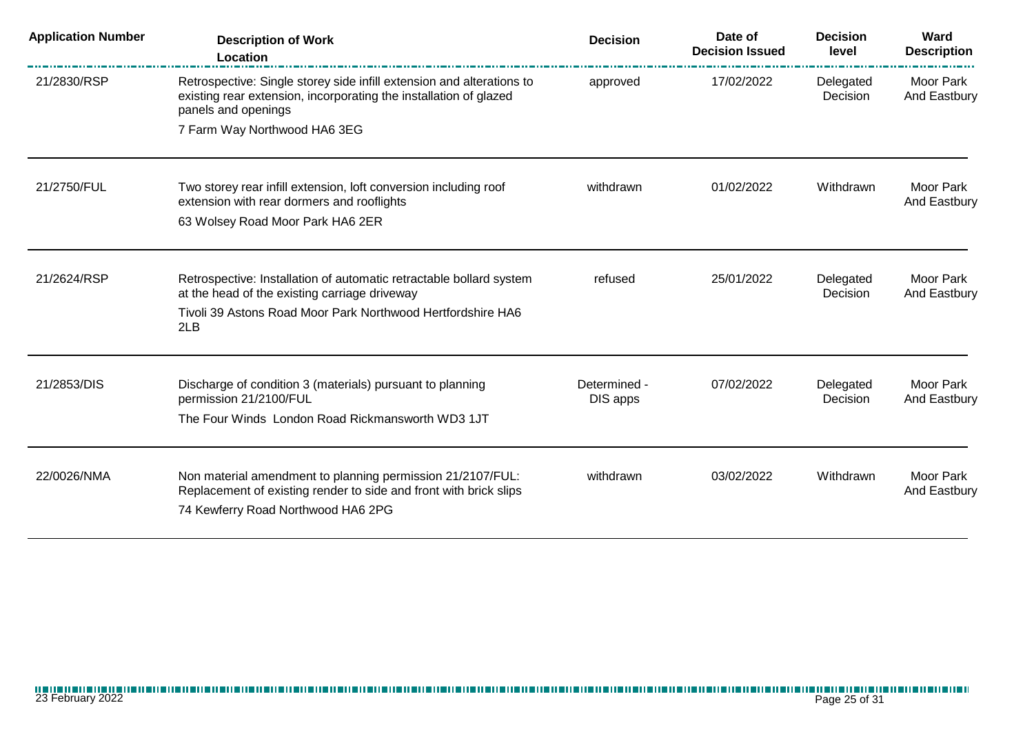| Application Number | Description of Work<br>Location | Decision | Date of Decision Issued | Decision level | Ward Description |
|---|---|---|---|---|---|
| 21/2830/RSP | Retrospective: Single storey side infill extension and alterations to existing rear extension, incorporating the installation of glazed panels and openings<br>7 Farm Way Northwood HA6 3EG | approved | 17/02/2022 | Delegated Decision | Moor Park And Eastbury |
| 21/2750/FUL | Two storey rear infill extension, loft conversion including roof extension with rear dormers and rooflights<br>63 Wolsey Road Moor Park HA6 2ER | withdrawn | 01/02/2022 | Withdrawn | Moor Park And Eastbury |
| 21/2624/RSP | Retrospective: Installation of automatic retractable bollard system at the head of the existing carriage driveway<br>Tivoli 39 Astons Road Moor Park Northwood Hertfordshire HA6 2LB | refused | 25/01/2022 | Delegated Decision | Moor Park And Eastbury |
| 21/2853/DIS | Discharge of condition 3 (materials) pursuant to planning permission 21/2100/FUL<br>The Four Winds London Road Rickmansworth WD3 1JT | Determined - DIS apps | 07/02/2022 | Delegated Decision | Moor Park And Eastbury |
| 22/0026/NMA | Non material amendment to planning permission 21/2107/FUL: Replacement of existing render to side and front with brick slips<br>74 Kewferry Road Northwood HA6 2PG | withdrawn | 03/02/2022 | Withdrawn | Moor Park And Eastbury |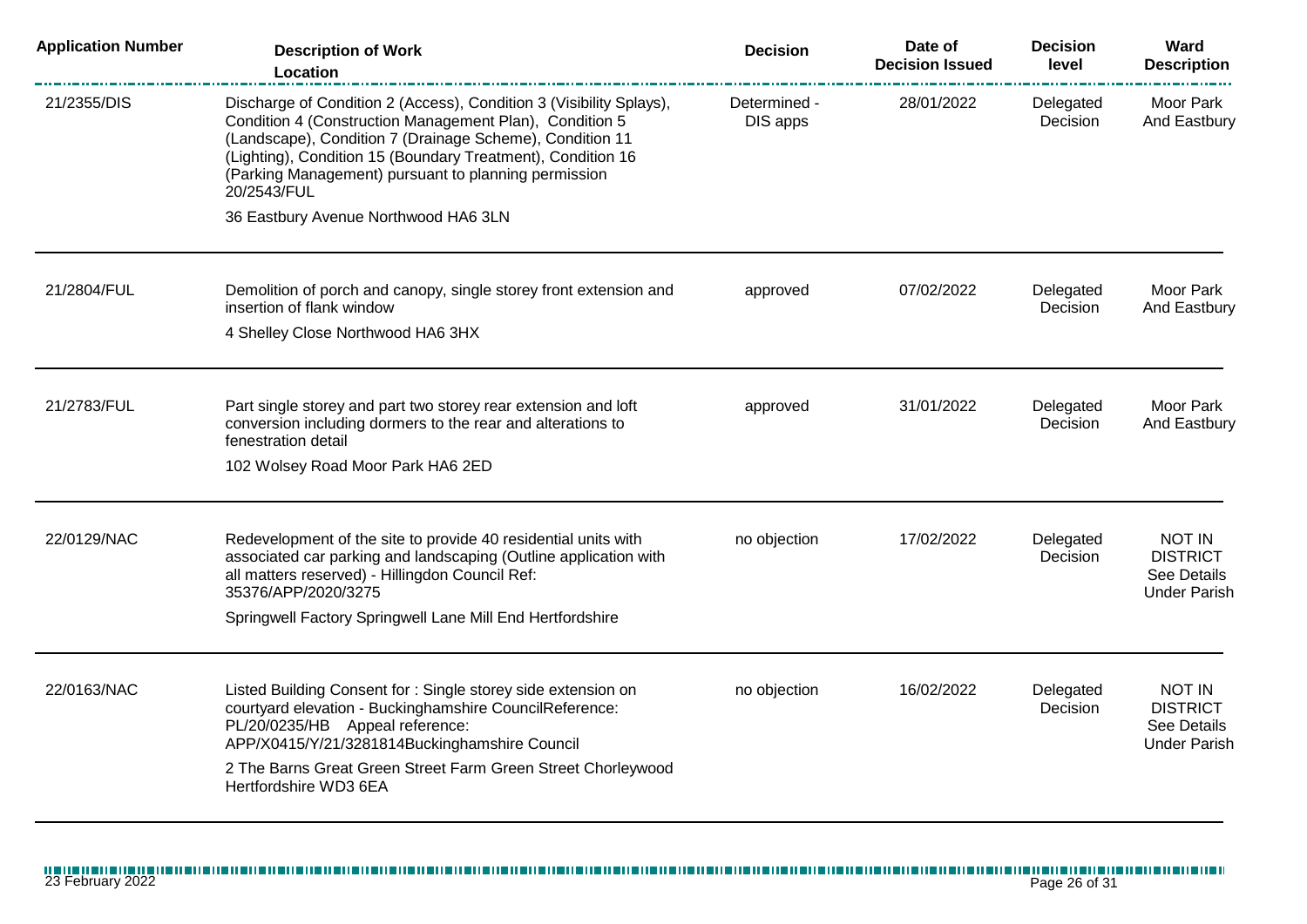| Application Number | Description of Work<br>Location | Decision | Date of Decision Issued | Decision level | Ward Description |
| --- | --- | --- | --- | --- | --- |
| 21/2355/DIS | Discharge of Condition 2 (Access), Condition 3 (Visibility Splays), Condition 4 (Construction Management Plan), Condition 5 (Landscape), Condition 7 (Drainage Scheme), Condition 11 (Lighting), Condition 15 (Boundary Treatment), Condition 16 (Parking Management) pursuant to planning permission 20/2543/FUL<br>36 Eastbury Avenue Northwood HA6 3LN | Determined - DIS apps | 28/01/2022 | Delegated Decision | Moor Park And Eastbury |
| 21/2804/FUL | Demolition of porch and canopy, single storey front extension and insertion of flank window<br>4 Shelley Close Northwood HA6 3HX | approved | 07/02/2022 | Delegated Decision | Moor Park And Eastbury |
| 21/2783/FUL | Part single storey and part two storey rear extension and loft conversion including dormers to the rear and alterations to fenestration detail<br>102 Wolsey Road Moor Park HA6 2ED | approved | 31/01/2022 | Delegated Decision | Moor Park And Eastbury |
| 22/0129/NAC | Redevelopment of the site to provide 40 residential units with associated car parking and landscaping (Outline application with all matters reserved) - Hillingdon Council Ref: 35376/APP/2020/3275<br>Springwell Factory Springwell Lane Mill End Hertfordshire | no objection | 17/02/2022 | Delegated Decision | NOT IN DISTRICT See Details Under Parish |
| 22/0163/NAC | Listed Building Consent for : Single storey side extension on courtyard elevation - Buckinghamshire CouncilReference: PL/20/0235/HB Appeal reference: APP/X0415/Y/21/3281814Buckinghamshire Council<br>2 The Barns Great Green Street Farm Green Street Chorleywood Hertfordshire WD3 6EA | no objection | 16/02/2022 | Delegated Decision | NOT IN DISTRICT See Details Under Parish |

23 February 2022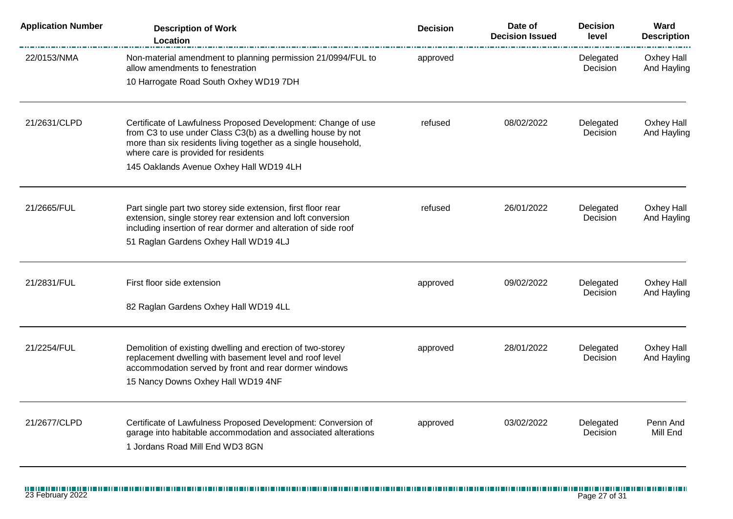| Application Number | Description of Work<br>Location | Decision | Date of Decision Issued | Decision level | Ward Description |
|---|---|---|---|---|---|
| 22/0153/NMA | Non-material amendment to planning permission 21/0994/FUL to allow amendments to fenestration<br>10 Harrogate Road South Oxhey WD19 7DH | approved | | Delegated Decision | Oxhey Hall And Hayling |
| 21/2631/CLPD | Certificate of Lawfulness Proposed Development: Change of use from C3 to use under Class C3(b) as a dwelling house by not more than six residents living together as a single household, where care is provided for residents<br>145 Oaklands Avenue Oxhey Hall WD19 4LH | refused | 08/02/2022 | Delegated Decision | Oxhey Hall And Hayling |
| 21/2665/FUL | Part single part two storey side extension, first floor rear extension, single storey rear extension and loft conversion including insertion of rear dormer and alteration of side roof<br>51 Raglan Gardens Oxhey Hall WD19 4LJ | refused | 26/01/2022 | Delegated Decision | Oxhey Hall And Hayling |
| 21/2831/FUL | First floor side extension<br>82 Raglan Gardens Oxhey Hall WD19 4LL | approved | 09/02/2022 | Delegated Decision | Oxhey Hall And Hayling |
| 21/2254/FUL | Demolition of existing dwelling and erection of two-storey replacement dwelling with basement level and roof level accommodation served by front and rear dormer windows<br>15 Nancy Downs Oxhey Hall WD19 4NF | approved | 28/01/2022 | Delegated Decision | Oxhey Hall And Hayling |
| 21/2677/CLPD | Certificate of Lawfulness Proposed Development: Conversion of garage into habitable accommodation and associated alterations<br>1 Jordans Road Mill End WD3 8GN | approved | 03/02/2022 | Delegated Decision | Penn And Mill End |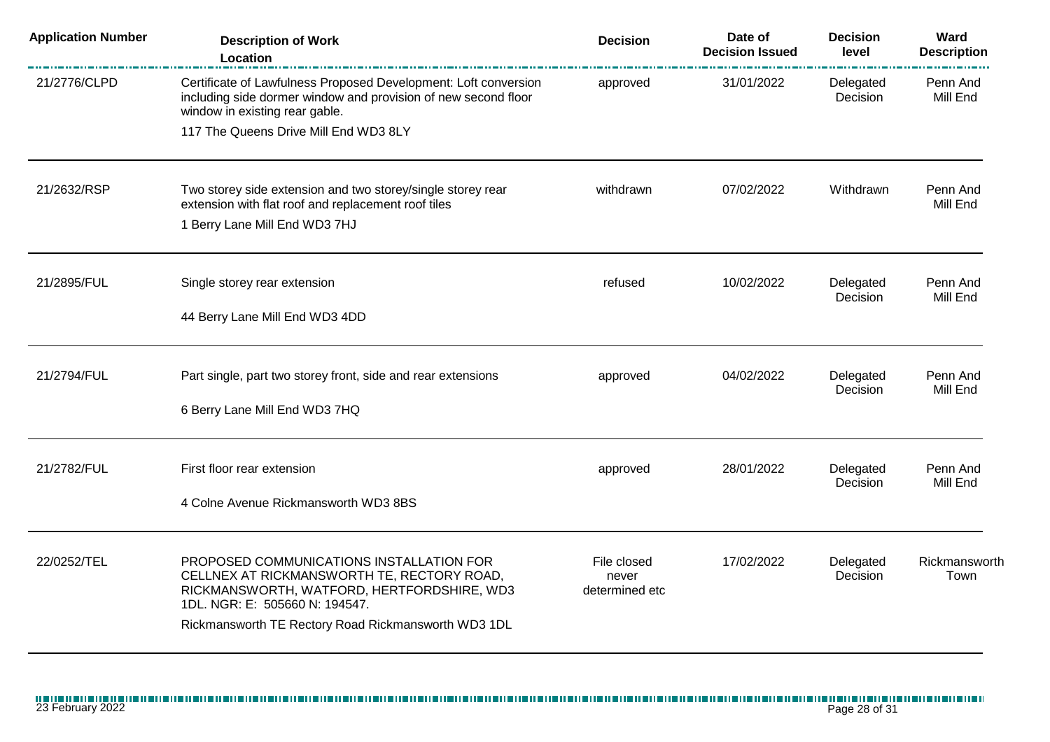| Application Number | Description of Work<br>Location | Decision | Date of Decision Issued | Decision level | Ward Description |
|---|---|---|---|---|---|
| 21/2776/CLPD | Certificate of Lawfulness Proposed Development: Loft conversion including side dormer window and provision of new second floor window in existing rear gable.<br>117 The Queens Drive Mill End WD3 8LY | approved | 31/01/2022 | Delegated Decision | Penn And Mill End |
| 21/2632/RSP | Two storey side extension and two storey/single storey rear extension with flat roof and replacement roof tiles<br>1 Berry Lane Mill End WD3 7HJ | withdrawn | 07/02/2022 | Withdrawn | Penn And Mill End |
| 21/2895/FUL | Single storey rear extension<br>44 Berry Lane Mill End WD3 4DD | refused | 10/02/2022 | Delegated Decision | Penn And Mill End |
| 21/2794/FUL | Part single, part two storey front, side and rear extensions<br>6 Berry Lane Mill End WD3 7HQ | approved | 04/02/2022 | Delegated Decision | Penn And Mill End |
| 21/2782/FUL | First floor rear extension<br>4 Colne Avenue Rickmansworth WD3 8BS | approved | 28/01/2022 | Delegated Decision | Penn And Mill End |
| 22/0252/TEL | PROPOSED COMMUNICATIONS INSTALLATION FOR CELLNEX AT RICKMANSWORTH TE, RECTORY ROAD, RICKMANSWORTH, WATFORD, HERTFORDSHIRE, WD3 1DL. NGR: E: 505660 N: 194547.<br>Rickmansworth TE Rectory Road Rickmansworth WD3 1DL | File closed never determined etc | 17/02/2022 | Delegated Decision | Rickmansworth Town |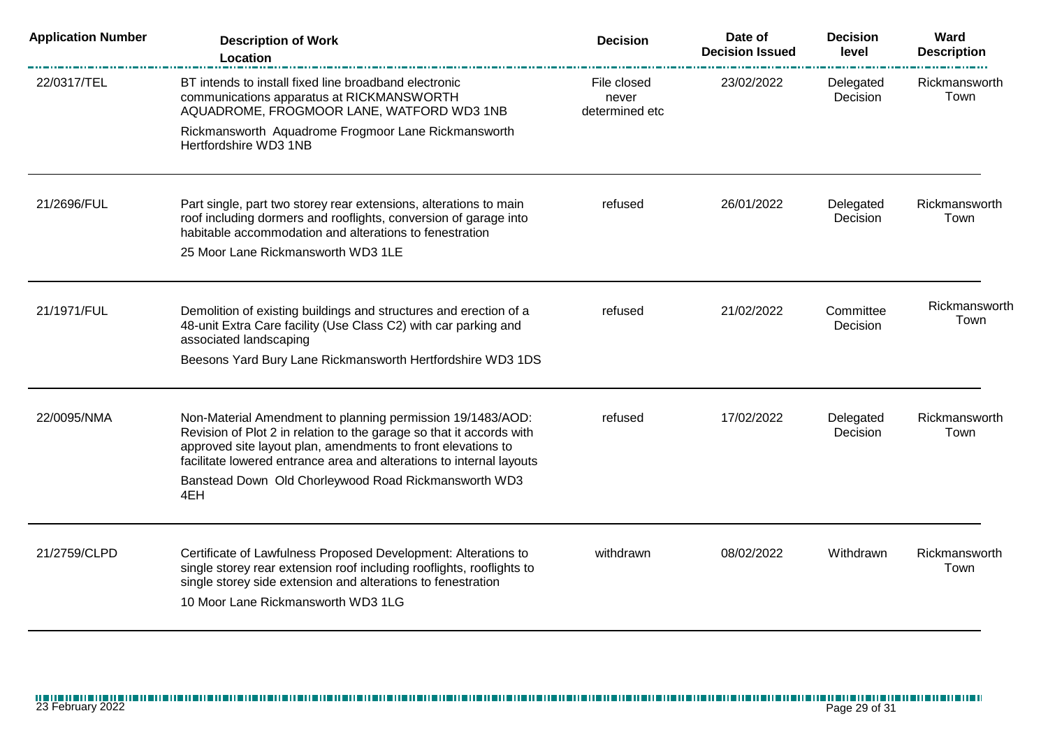| Application Number | Description of Work<br>Location | Decision | Date of Decision Issued | Decision level | Ward Description |
|---|---|---|---|---|---|
| 22/0317/TEL | BT intends to install fixed line broadband electronic communications apparatus at RICKMANSWORTH AQUADROME, FROGMOOR LANE, WATFORD WD3 1NB<br>Rickmansworth Aquadrome Frogmoor Lane Rickmansworth Hertfordshire WD3 1NB | File closed never determined etc | 23/02/2022 | Delegated Decision | Rickmansworth Town |
| 21/2696/FUL | Part single, part two storey rear extensions, alterations to main roof including dormers and rooflights, conversion of garage into habitable accommodation and alterations to fenestration<br>25 Moor Lane Rickmansworth WD3 1LE | refused | 26/01/2022 | Delegated Decision | Rickmansworth Town |
| 21/1971/FUL | Demolition of existing buildings and structures and erection of a 48-unit Extra Care facility (Use Class C2) with car parking and associated landscaping<br>Beesons Yard Bury Lane Rickmansworth Hertfordshire WD3 1DS | refused | 21/02/2022 | Committee Decision | Rickmansworth Town |
| 22/0095/NMA | Non-Material Amendment to planning permission 19/1483/AOD: Revision of Plot 2 in relation to the garage so that it accords with approved site layout plan, amendments to front elevations to facilitate lowered entrance area and alterations to internal layouts<br>Banstead Down Old Chorleywood Road Rickmansworth WD3 4EH | refused | 17/02/2022 | Delegated Decision | Rickmansworth Town |
| 21/2759/CLPD | Certificate of Lawfulness Proposed Development: Alterations to single storey rear extension roof including rooflights, rooflights to single storey side extension and alterations to fenestration<br>10 Moor Lane Rickmansworth WD3 1LG | withdrawn | 08/02/2022 | Withdrawn | Rickmansworth Town |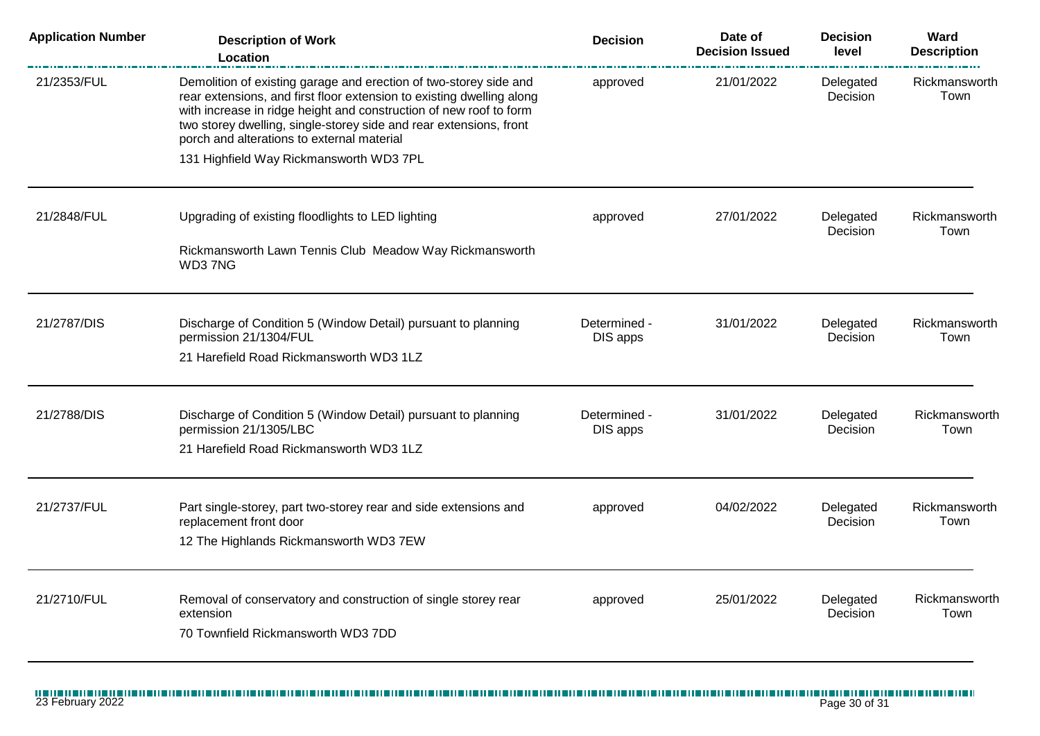| Application Number | Description of Work<br>Location | Decision | Date of Decision Issued | Decision level | Ward Description |
|---|---|---|---|---|---|
| 21/2353/FUL | Demolition of existing garage and erection of two-storey side and rear extensions, and first floor extension to existing dwelling along with increase in ridge height and construction of new roof to form two storey dwelling, single-storey side and rear extensions, front porch and alterations to external material<br>131 Highfield Way Rickmansworth WD3 7PL | approved | 21/01/2022 | Delegated Decision | Rickmansworth Town |
| 21/2848/FUL | Upgrading of existing floodlights to LED lighting<br>Rickmansworth Lawn Tennis Club Meadow Way Rickmansworth WD3 7NG | approved | 27/01/2022 | Delegated Decision | Rickmansworth Town |
| 21/2787/DIS | Discharge of Condition 5 (Window Detail) pursuant to planning permission 21/1304/FUL<br>21 Harefield Road Rickmansworth WD3 1LZ | Determined - DIS apps | 31/01/2022 | Delegated Decision | Rickmansworth Town |
| 21/2788/DIS | Discharge of Condition 5 (Window Detail) pursuant to planning permission 21/1305/LBC<br>21 Harefield Road Rickmansworth WD3 1LZ | Determined - DIS apps | 31/01/2022 | Delegated Decision | Rickmansworth Town |
| 21/2737/FUL | Part single-storey, part two-storey rear and side extensions and replacement front door<br>12 The Highlands Rickmansworth WD3 7EW | approved | 04/02/2022 | Delegated Decision | Rickmansworth Town |
| 21/2710/FUL | Removal of conservatory and construction of single storey rear extension<br>70 Townfield Rickmansworth WD3 7DD | approved | 25/01/2022 | Delegated Decision | Rickmansworth Town |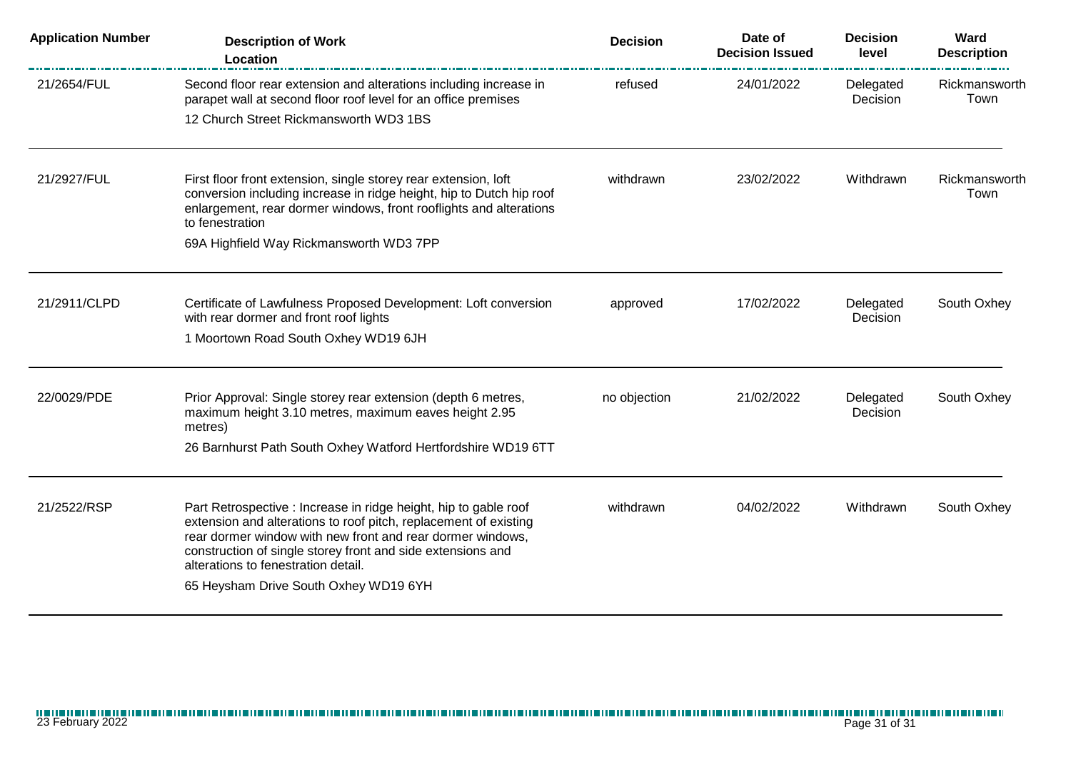| Application Number | Description of Work<br>Location | Decision | Date of Decision Issued | Decision level | Ward Description |
|---|---|---|---|---|---|
| 21/2654/FUL | Second floor rear extension and alterations including increase in parapet wall at second floor roof level for an office premises<br>12 Church Street Rickmansworth WD3 1BS | refused | 24/01/2022 | Delegated Decision | Rickmansworth Town |
| 21/2927/FUL | First floor front extension, single storey rear extension, loft conversion including increase in ridge height, hip to Dutch hip roof enlargement, rear dormer windows, front rooflights and alterations to fenestration<br>69A Highfield Way Rickmansworth WD3 7PP | withdrawn | 23/02/2022 | Withdrawn | Rickmansworth Town |
| 21/2911/CLPD | Certificate of Lawfulness Proposed Development: Loft conversion with rear dormer and front roof lights<br>1 Moortown Road South Oxhey WD19 6JH | approved | 17/02/2022 | Delegated Decision | South Oxhey |
| 22/0029/PDE | Prior Approval: Single storey rear extension (depth 6 metres, maximum height 3.10 metres, maximum eaves height 2.95 metres)<br>26 Barnhurst Path South Oxhey Watford Hertfordshire WD19 6TT | no objection | 21/02/2022 | Delegated Decision | South Oxhey |
| 21/2522/RSP | Part Retrospective : Increase in ridge height, hip to gable roof extension and alterations to roof pitch, replacement of existing rear dormer window with new front and rear dormer windows, construction of single storey front and side extensions and alterations to fenestration detail.<br>65 Heysham Drive South Oxhey WD19 6YH | withdrawn | 04/02/2022 | Withdrawn | South Oxhey |